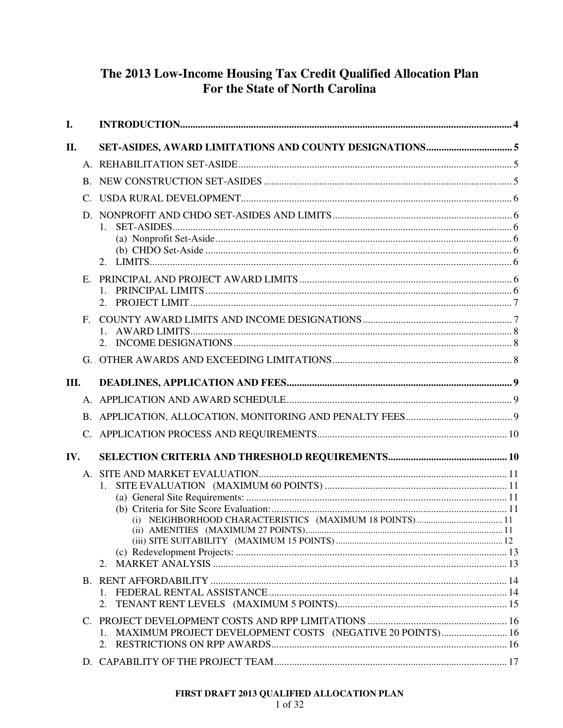# The 2013 Low-Income Housing Tax Credit Qualified Allocation Plan For the State of North Carolina

**I. INTRODUCTION** .......... 4

**II. SET-ASIDES, AWARD LIMITATIONS AND COUNTY DESIGNATIONS** .......... 5

- A. REHABILITATION SET-ASIDE .......... 5
- B. NEW CONSTRUCTION SET-ASIDES .......... 5
- C. USDA RURAL DEVELOPMENT .......... 6
- D. NONPROFIT AND CHDO SET-ASIDES AND LIMITS .......... 6
  - 1. SET-ASIDES .......... 6
    - (a) Nonprofit Set-Aside .......... 6
    - (b) CHDO Set-Aside .......... 6
  - 2. LIMITS .......... 6
- E. PRINCIPAL AND PROJECT AWARD LIMITS .......... 6
  - 1. PRINCIPAL LIMITS .......... 6
  - 2. PROJECT LIMIT .......... 7
- F. COUNTY AWARD LIMITS AND INCOME DESIGNATIONS .......... 7
  - 1. AWARD LIMITS .......... 8
  - 2. INCOME DESIGNATIONS .......... 8
- G. OTHER AWARDS AND EXCEEDING LIMITATIONS .......... 8

**III. DEADLINES, APPLICATION AND FEES** .......... 9

- A. APPLICATION AND AWARD SCHEDULE .......... 9
- B. APPLICATION, ALLOCATION, MONITORING AND PENALTY FEES .......... 9
- C. APPLICATION PROCESS AND REQUIREMENTS .......... 10

**IV. SELECTION CRITERIA AND THRESHOLD REQUIREMENTS** .......... 10

- A. SITE AND MARKET EVALUATION .......... 11
  - 1. SITE EVALUATION (MAXIMUM 60 POINTS) .......... 11
    - (a) General Site Requirements: .......... 11
    - (b) Criteria for Site Score Evaluation: .......... 11
      - (i) NEIGHBORHOOD CHARACTERISTICS (MAXIMUM 18 POINTS) .......... 11
      - (ii) AMENITIES (MAXIMUM 27 POINTS) .......... 11
      - (iii) SITE SUITABILITY (MAXIMUM 15 POINTS) .......... 12
    - (c) Redevelopment Projects: .......... 13
  - 2. MARKET ANALYSIS .......... 13
- B. RENT AFFORDABILITY .......... 14
  - 1. FEDERAL RENTAL ASSISTANCE .......... 14
  - 2. TENANT RENT LEVELS (MAXIMUM 5 POINTS) .......... 15
- C. PROJECT DEVELOPMENT COSTS AND RPP LIMITATIONS .......... 16
  - 1. MAXIMUM PROJECT DEVELOPMENT COSTS (NEGATIVE 20 POINTS) .......... 16
  - 2. RESTRICTIONS ON RPP AWARDS .......... 16
- D. CAPABILITY OF THE PROJECT TEAM .......... 17

**FIRST DRAFT 2013 QUALIFIED ALLOCATION PLAN**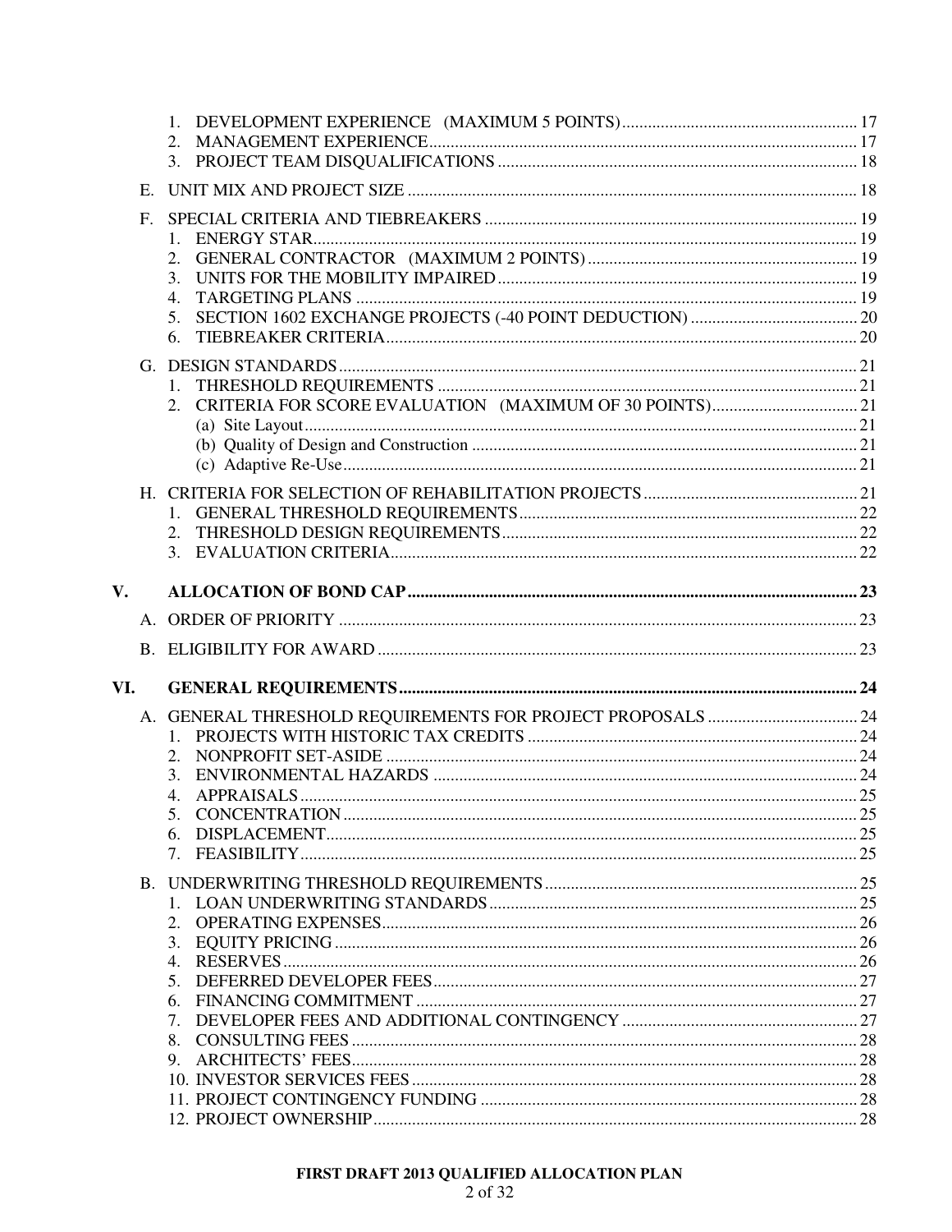1. DEVELOPMENT EXPERIENCE (MAXIMUM 5 POINTS) ..... 17
2. MANAGEMENT EXPERIENCE ..... 17
3. PROJECT TEAM DISQUALIFICATIONS ..... 18

E. UNIT MIX AND PROJECT SIZE ..... 18

F. SPECIAL CRITERIA AND TIEBREAKERS ..... 19
1. ENERGY STAR ..... 19
2. GENERAL CONTRACTOR (MAXIMUM 2 POINTS) ..... 19
3. UNITS FOR THE MOBILITY IMPAIRED ..... 19
4. TARGETING PLANS ..... 19
5. SECTION 1602 EXCHANGE PROJECTS (-40 POINT DEDUCTION) ..... 20
6. TIEBREAKER CRITERIA ..... 20

G. DESIGN STANDARDS ..... 21
1. THRESHOLD REQUIREMENTS ..... 21
2. CRITERIA FOR SCORE EVALUATION (MAXIMUM OF 30 POINTS) ..... 21
   (a) Site Layout ..... 21
   (b) Quality of Design and Construction ..... 21
   (c) Adaptive Re-Use ..... 21

H. CRITERIA FOR SELECTION OF REHABILITATION PROJECTS ..... 21
1. GENERAL THRESHOLD REQUIREMENTS ..... 22
2. THRESHOLD DESIGN REQUIREMENTS ..... 22
3. EVALUATION CRITERIA ..... 22

**V. ALLOCATION OF BOND CAP ..... 23**

A. ORDER OF PRIORITY ..... 23

B. ELIGIBILITY FOR AWARD ..... 23

**VI. GENERAL REQUIREMENTS ..... 24**

A. GENERAL THRESHOLD REQUIREMENTS FOR PROJECT PROPOSALS ..... 24
1. PROJECTS WITH HISTORIC TAX CREDITS ..... 24
2. NONPROFIT SET-ASIDE ..... 24
3. ENVIRONMENTAL HAZARDS ..... 24
4. APPRAISALS ..... 25
5. CONCENTRATION ..... 25
6. DISPLACEMENT ..... 25
7. FEASIBILITY ..... 25

B. UNDERWRITING THRESHOLD REQUIREMENTS ..... 25
1. LOAN UNDERWRITING STANDARDS ..... 25
2. OPERATING EXPENSES ..... 26
3. EQUITY PRICING ..... 26
4. RESERVES ..... 26
5. DEFERRED DEVELOPER FEES ..... 27
6. FINANCING COMMITMENT ..... 27
7. DEVELOPER FEES AND ADDITIONAL CONTINGENCY ..... 27
8. CONSULTING FEES ..... 28
9. ARCHITECTS' FEES ..... 28
10. INVESTOR SERVICES FEES ..... 28
11. PROJECT CONTINGENCY FUNDING ..... 28
12. PROJECT OWNERSHIP ..... 28

FIRST DRAFT 2013 QUALIFIED ALLOCATION PLAN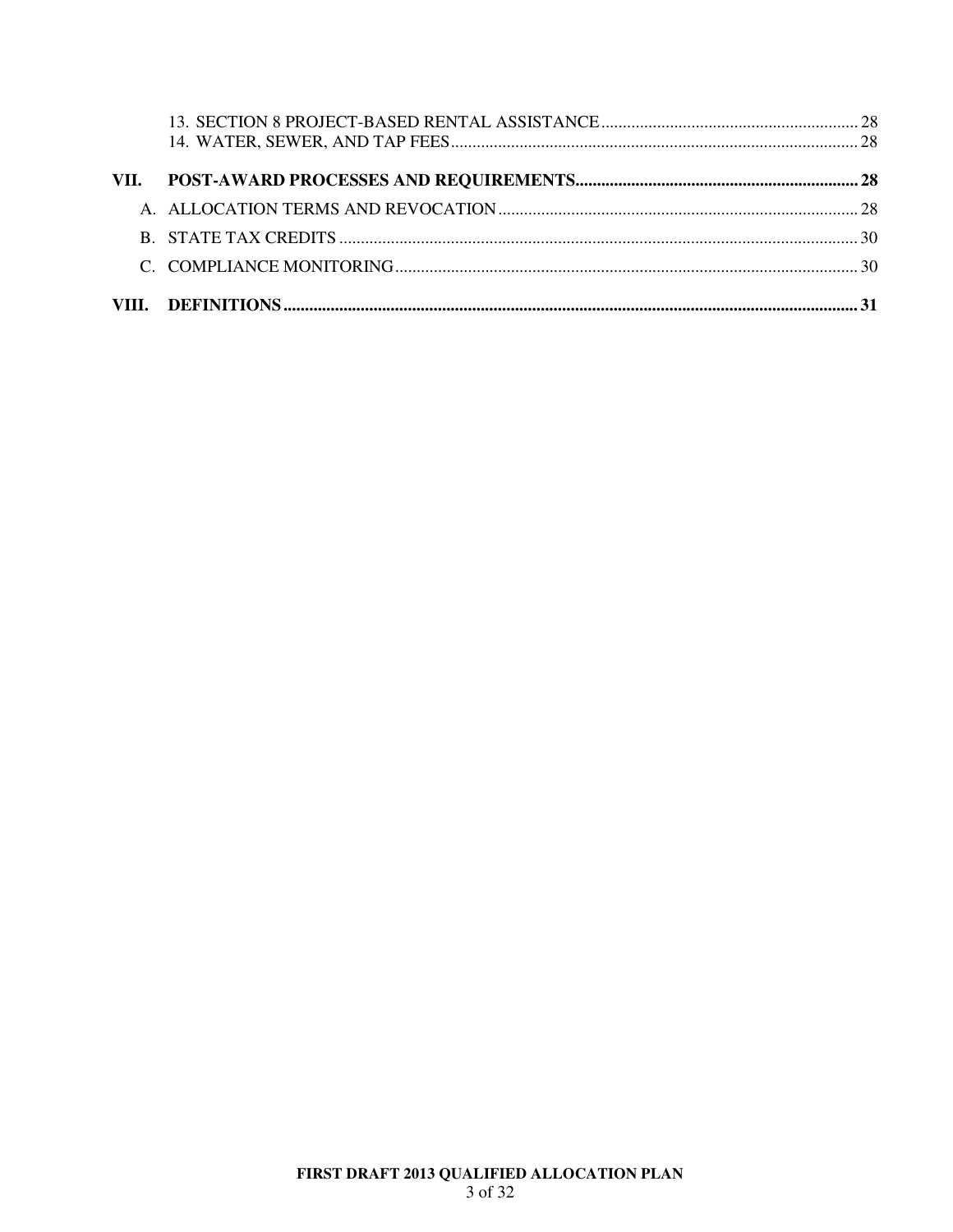13. SECTION 8 PROJECT-BASED RENTAL ASSISTANCE ........................................................... 28
14. WATER, SEWER, AND TAP FEES ............................................................................................ 28

**VII. POST-AWARD PROCESSES AND REQUIREMENTS .................................................................. 28**

A. ALLOCATION TERMS AND REVOCATION ................................................................................... 28

B. STATE TAX CREDITS ........................................................................................................................ 30

C. COMPLIANCE MONITORING ........................................................................................................... 30

**VIII. DEFINITIONS ...................................................................................................................................... 31**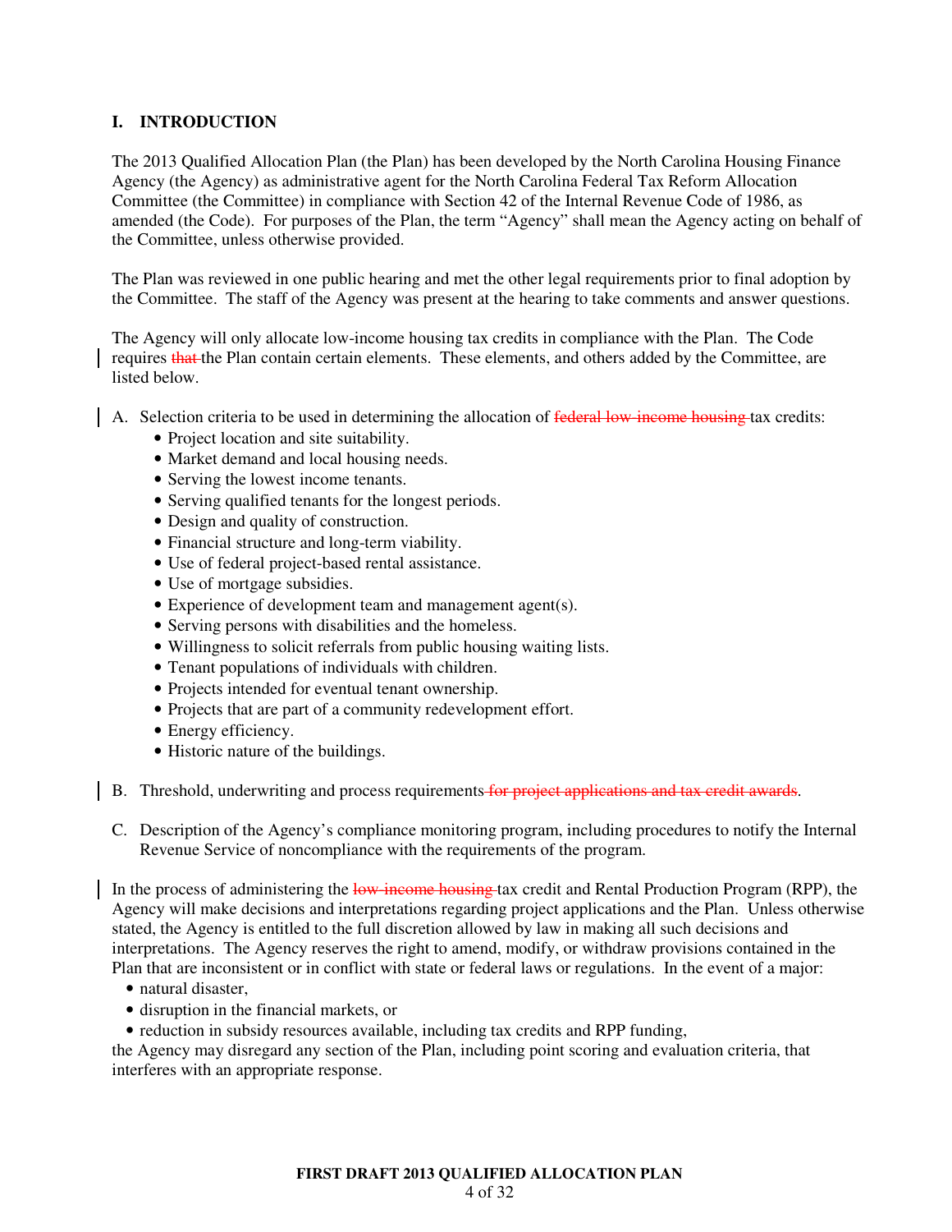## I. INTRODUCTION

The 2013 Qualified Allocation Plan (the Plan) has been developed by the North Carolina Housing Finance Agency (the Agency) as administrative agent for the North Carolina Federal Tax Reform Allocation Committee (the Committee) in compliance with Section 42 of the Internal Revenue Code of 1986, as amended (the Code). For purposes of the Plan, the term "Agency" shall mean the Agency acting on behalf of the Committee, unless otherwise provided.

The Plan was reviewed in one public hearing and met the other legal requirements prior to final adoption by the Committee. The staff of the Agency was present at the hearing to take comments and answer questions.

The Agency will only allocate low-income housing tax credits in compliance with the Plan. The Code requires ~~that~~ the Plan contain certain elements. These elements, and others added by the Committee, are listed below.

A. Selection criteria to be used in determining the allocation of ~~federal low-income housing~~ tax credits:
   - Project location and site suitability.
   - Market demand and local housing needs.
   - Serving the lowest income tenants.
   - Serving qualified tenants for the longest periods.
   - Design and quality of construction.
   - Financial structure and long-term viability.
   - Use of federal project-based rental assistance.
   - Use of mortgage subsidies.
   - Experience of development team and management agent(s).
   - Serving persons with disabilities and the homeless.
   - Willingness to solicit referrals from public housing waiting lists.
   - Tenant populations of individuals with children.
   - Projects intended for eventual tenant ownership.
   - Projects that are part of a community redevelopment effort.
   - Energy efficiency.
   - Historic nature of the buildings.

B. Threshold, underwriting and process requirements ~~for project applications and tax credit awards~~.

C. Description of the Agency's compliance monitoring program, including procedures to notify the Internal Revenue Service of noncompliance with the requirements of the program.

In the process of administering the ~~low-income housing~~ tax credit and Rental Production Program (RPP), the Agency will make decisions and interpretations regarding project applications and the Plan. Unless otherwise stated, the Agency is entitled to the full discretion allowed by law in making all such decisions and interpretations. The Agency reserves the right to amend, modify, or withdraw provisions contained in the Plan that are inconsistent or in conflict with state or federal laws or regulations. In the event of a major:

- natural disaster,
- disruption in the financial markets, or
- reduction in subsidy resources available, including tax credits and RPP funding,

the Agency may disregard any section of the Plan, including point scoring and evaluation criteria, that interferes with an appropriate response.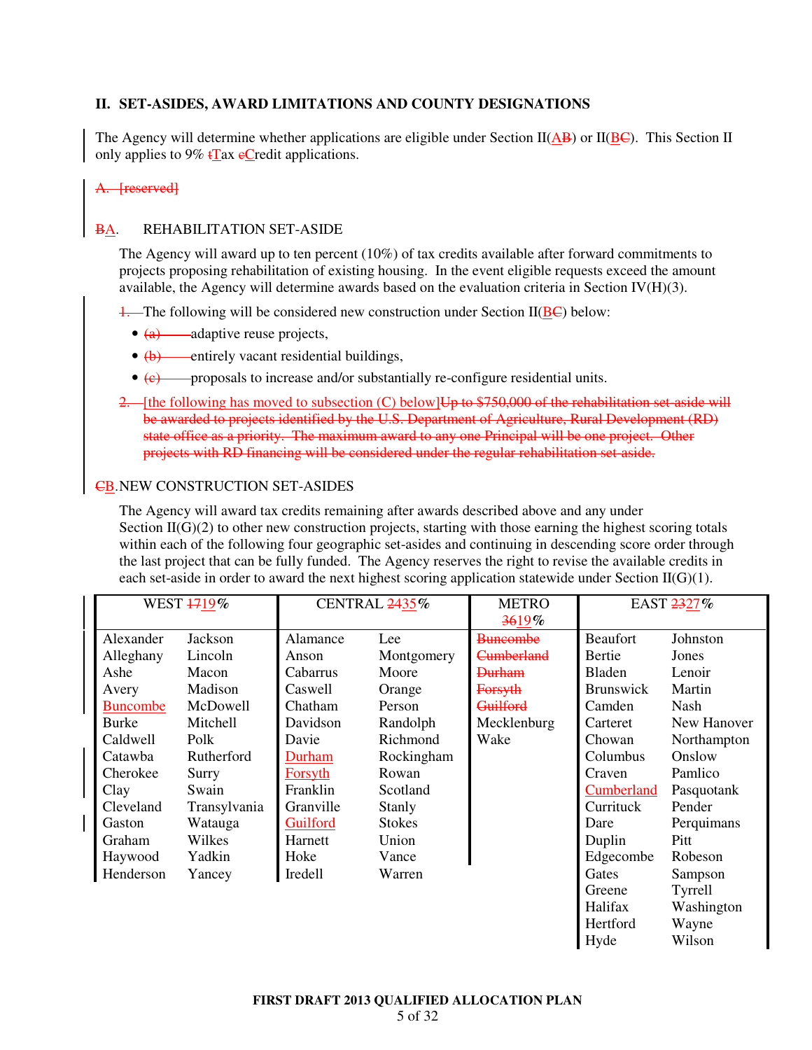## II. SET-ASIDES, AWARD LIMITATIONS AND COUNTY DESIGNATIONS

The Agency will determine whether applications are eligible under Section II(~~B~~A) or II(~~C~~B). This Section II only applies to 9% ~~t~~Tax ~~c~~Credit applications.

~~A. [reserved]~~

### ~~B~~A. REHABILITATION SET-ASIDE

The Agency will award up to ten percent (10%) of tax credits available after forward commitments to projects proposing rehabilitation of existing housing. In the event eligible requests exceed the amount available, the Agency will determine awards based on the evaluation criteria in Section IV(H)(3).

~~1.~~ The following will be considered new construction under Section II(~~C~~B) below:

- ~~(a)~~ adaptive reuse projects,
- ~~(b)~~ entirely vacant residential buildings,
- ~~(c)~~ proposals to increase and/or substantially re-configure residential units.

~~2.~~ [the following has moved to subsection (C) below]~~Up to $750,000 of the rehabilitation set-aside will be awarded to projects identified by the U.S. Department of Agriculture, Rural Development (RD) state office as a priority. The maximum award to any one Principal will be one project. Other projects with RD financing will be considered under the regular rehabilitation set-aside.~~

### ~~C~~B. NEW CONSTRUCTION SET-ASIDES

The Agency will award tax credits remaining after awards described above and any under Section II(G)(2) to other new construction projects, starting with those earning the highest scoring totals within each of the following four geographic set-asides and continuing in descending score order through the last project that can be fully funded. The Agency reserves the right to revise the available credits in each set-aside in order to award the next highest scoring application statewide under Section II(G)(1).

| WEST ~~17~~19% | | CENTRAL ~~24~~35% | | METRO ~~36~~19% | EAST ~~23~~27% | |
|---|---|---|---|---|---|---|
| Alexander | Jackson | Alamance | Lee | ~~Buncombe~~ | Beaufort | Johnston |
| Alleghany | Lincoln | Anson | Montgomery | ~~Cumberland~~ | Bertie | Jones |
| Ashe | Macon | Cabarrus | Moore | ~~Durham~~ | Bladen | Lenoir |
| Avery | Madison | Caswell | Orange | ~~Forsyth~~ | Brunswick | Martin |
| Buncombe | McDowell | Chatham | Person | ~~Guilford~~ | Camden | Nash |
| Burke | Mitchell | Davidson | Randolph | Mecklenburg | Carteret | New Hanover |
| Caldwell | Polk | Davie | Richmond | Wake | Chowan | Northampton |
| Catawba | Rutherford | Durham | Rockingham | | Columbus | Onslow |
| Cherokee | Surry | Forsyth | Rowan | | Craven | Pamlico |
| Clay | Swain | Franklin | Scotland | | Cumberland | Pasquotank |
| Cleveland | Transylvania | Granville | Stanly | | Currituck | Pender |
| Gaston | Watauga | Guilford | Stokes | | Dare | Perquimans |
| Graham | Wilkes | Harnett | Union | | Duplin | Pitt |
| Haywood | Yadkin | Hoke | Vance | | Edgecombe | Robeson |
| Henderson | Yancey | Iredell | Warren | | Gates | Sampson |
| | | | | | Greene | Tyrrell |
| | | | | | Halifax | Washington |
| | | | | | Hertford | Wayne |
| | | | | | Hyde | Wilson |

**FIRST DRAFT 2013 QUALIFIED ALLOCATION PLAN**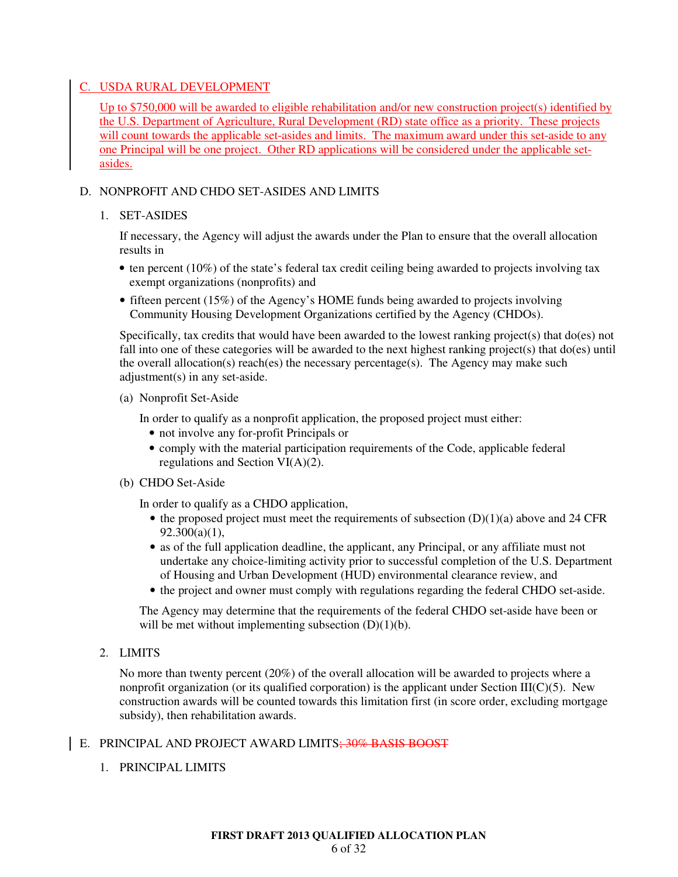## C. USDA RURAL DEVELOPMENT

Up to $750,000 will be awarded to eligible rehabilitation and/or new construction project(s) identified by the U.S. Department of Agriculture, Rural Development (RD) state office as a priority. These projects will count towards the applicable set-asides and limits. The maximum award under this set-aside to any one Principal will be one project. Other RD applications will be considered under the applicable set-asides.

## D. NONPROFIT AND CHDO SET-ASIDES AND LIMITS

### 1. SET-ASIDES

If necessary, the Agency will adjust the awards under the Plan to ensure that the overall allocation results in

- ten percent (10%) of the state's federal tax credit ceiling being awarded to projects involving tax exempt organizations (nonprofits) and
- fifteen percent (15%) of the Agency's HOME funds being awarded to projects involving Community Housing Development Organizations certified by the Agency (CHDOs).

Specifically, tax credits that would have been awarded to the lowest ranking project(s) that do(es) not fall into one of these categories will be awarded to the next highest ranking project(s) that do(es) until the overall allocation(s) reach(es) the necessary percentage(s). The Agency may make such adjustment(s) in any set-aside.

(a) Nonprofit Set-Aside

In order to qualify as a nonprofit application, the proposed project must either:

- not involve any for-profit Principals or
- comply with the material participation requirements of the Code, applicable federal regulations and Section VI(A)(2).

(b) CHDO Set-Aside

In order to qualify as a CHDO application,

- the proposed project must meet the requirements of subsection (D)(1)(a) above and 24 CFR 92.300(a)(1),
- as of the full application deadline, the applicant, any Principal, or any affiliate must not undertake any choice-limiting activity prior to successful completion of the U.S. Department of Housing and Urban Development (HUD) environmental clearance review, and
- the project and owner must comply with regulations regarding the federal CHDO set-aside.

The Agency may determine that the requirements of the federal CHDO set-aside have been or will be met without implementing subsection (D)(1)(b).

### 2. LIMITS

No more than twenty percent (20%) of the overall allocation will be awarded to projects where a nonprofit organization (or its qualified corporation) is the applicant under Section III(C)(5). New construction awards will be counted towards this limitation first (in score order, excluding mortgage subsidy), then rehabilitation awards.

## E. PRINCIPAL AND PROJECT AWARD LIMITS~~; 30% BASIS BOOST~~

### 1. PRINCIPAL LIMITS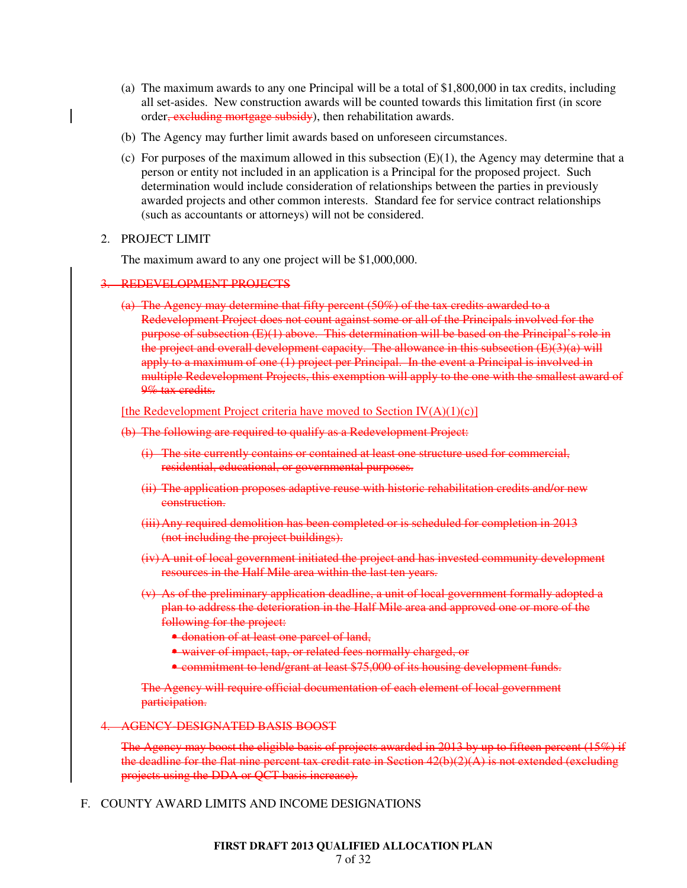(a) The maximum awards to any one Principal will be a total of $1,800,000 in tax credits, including all set-asides. New construction awards will be counted towards this limitation first (in score order~~, excluding mortgage subsidy~~), then rehabilitation awards.

(b) The Agency may further limit awards based on unforeseen circumstances.

(c) For purposes of the maximum allowed in this subsection (E)(1), the Agency may determine that a person or entity not included in an application is a Principal for the proposed project. Such determination would include consideration of relationships between the parties in previously awarded projects and other common interests. Standard fee for service contract relationships (such as accountants or attorneys) will not be considered.

2. PROJECT LIMIT

The maximum award to any one project will be $1,000,000.

~~3. REDEVELOPMENT PROJECTS~~

~~(a) The Agency may determine that fifty percent (50%) of the tax credits awarded to a Redevelopment Project does not count against some or all of the Principals involved for the purpose of subsection (E)(1) above. This determination will be based on the Principal's role in the project and overall development capacity. The allowance in this subsection (E)(3)(a) will apply to a maximum of one (1) project per Principal. In the event a Principal is involved in multiple Redevelopment Projects, this exemption will apply to the one with the smallest award of 9% tax credits.~~

[the Redevelopment Project criteria have moved to Section IV(A)(1)(c)]

~~(b) The following are required to qualify as a Redevelopment Project:~~

~~(i) The site currently contains or contained at least one structure used for commercial, residential, educational, or governmental purposes.~~

~~(ii) The application proposes adaptive reuse with historic rehabilitation credits and/or new construction.~~

~~(iii) Any required demolition has been completed or is scheduled for completion in 2013 (not including the project buildings).~~

~~(iv) A unit of local government initiated the project and has invested community development resources in the Half Mile area within the last ten years.~~

~~(v) As of the preliminary application deadline, a unit of local government formally adopted a plan to address the deterioration in the Half Mile area and approved one or more of the following for the project:~~

- ~~donation of at least one parcel of land,~~
- ~~waiver of impact, tap, or related fees normally charged, or~~
- ~~commitment to lend/grant at least $75,000 of its housing development funds.~~

~~The Agency will require official documentation of each element of local government participation.~~

~~4. AGENCY-DESIGNATED BASIS BOOST~~

~~The Agency may boost the eligible basis of projects awarded in 2013 by up to fifteen percent (15%) if the deadline for the flat nine percent tax credit rate in Section 42(b)(2)(A) is not extended (excluding projects using the DDA or QCT basis increase).~~

F. COUNTY AWARD LIMITS AND INCOME DESIGNATIONS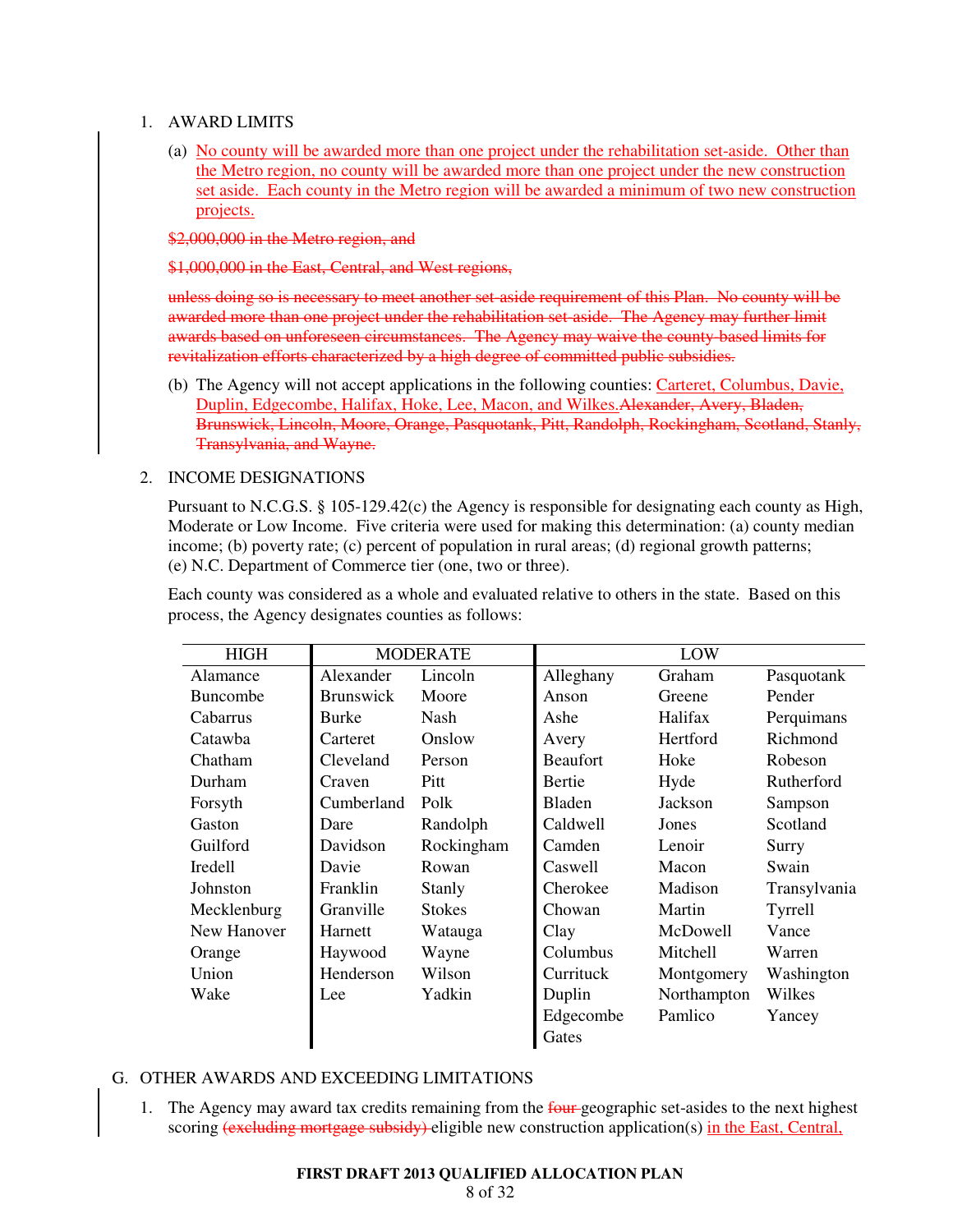1. AWARD LIMITS

   (a) No county will be awarded more than one project under the rehabilitation set-aside. Other than the Metro region, no county will be awarded more than one project under the new construction set aside. Each county in the Metro region will be awarded a minimum of two new construction projects.

   ~~$2,000,000 in the Metro region, and~~

   ~~$1,000,000 in the East, Central, and West regions,~~

   ~~unless doing so is necessary to meet another set-aside requirement of this Plan. No county will be awarded more than one project under the rehabilitation set-aside. The Agency may further limit awards based on unforeseen circumstances. The Agency may waive the county-based limits for revitalization efforts characterized by a high degree of committed public subsidies.~~

   (b) The Agency will not accept applications in the following counties: Carteret, Columbus, Davie, Duplin, Edgecombe, Halifax, Hoke, Lee, Macon, and Wilkes.~~Alexander, Avery, Bladen, Brunswick, Lincoln, Moore, Orange, Pasquotank, Pitt, Randolph, Rockingham, Scotland, Stanly, Transylvania, and Wayne.~~

2. INCOME DESIGNATIONS

   Pursuant to N.C.G.S. § 105-129.42(c) the Agency is responsible for designating each county as High, Moderate or Low Income. Five criteria were used for making this determination: (a) county median income; (b) poverty rate; (c) percent of population in rural areas; (d) regional growth patterns; (e) N.C. Department of Commerce tier (one, two or three).

   Each county was considered as a whole and evaluated relative to others in the state. Based on this process, the Agency designates counties as follows:

| HIGH | MODERATE | | LOW | | |
|---|---|---|---|---|---|
| Alamance | Alexander | Lincoln | Alleghany | Graham | Pasquotank |
| Buncombe | Brunswick | Moore | Anson | Greene | Pender |
| Cabarrus | Burke | Nash | Ashe | Halifax | Perquimans |
| Catawba | Carteret | Onslow | Avery | Hertford | Richmond |
| Chatham | Cleveland | Person | Beaufort | Hoke | Robeson |
| Durham | Craven | Pitt | Bertie | Hyde | Rutherford |
| Forsyth | Cumberland | Polk | Bladen | Jackson | Sampson |
| Gaston | Dare | Randolph | Caldwell | Jones | Scotland |
| Guilford | Davidson | Rockingham | Camden | Lenoir | Surry |
| Iredell | Davie | Rowan | Caswell | Macon | Swain |
| Johnston | Franklin | Stanly | Cherokee | Madison | Transylvania |
| Mecklenburg | Granville | Stokes | Chowan | Martin | Tyrrell |
| New Hanover | Harnett | Watauga | Clay | McDowell | Vance |
| Orange | Haywood | Wayne | Columbus | Mitchell | Warren |
| Union | Henderson | Wilson | Currituck | Montgomery | Washington |
| Wake | Lee | Yadkin | Duplin | Northampton | Wilkes |
| | | | Edgecombe | Pamlico | Yancey |
| | | | Gates | | |

## G. OTHER AWARDS AND EXCEEDING LIMITATIONS

1. The Agency may award tax credits remaining from the ~~four~~ geographic set-asides to the next highest scoring ~~(excluding mortgage subsidy)~~ eligible new construction application(s) in the East, Central,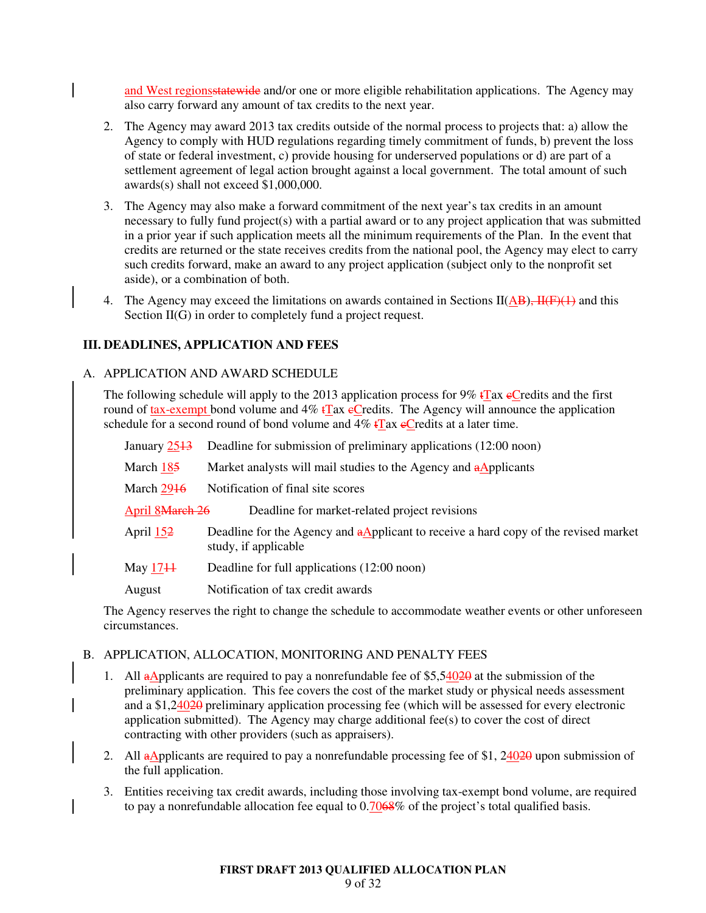and West regionsstatewide and/or one or more eligible rehabilitation applications. The Agency may also carry forward any amount of tax credits to the next year.

2. The Agency may award 2013 tax credits outside of the normal process to projects that: a) allow the Agency to comply with HUD regulations regarding timely commitment of funds, b) prevent the loss of state or federal investment, c) provide housing for underserved populations or d) are part of a settlement agreement of legal action brought against a local government. The total amount of such awards(s) shall not exceed $1,000,000.

3. The Agency may also make a forward commitment of the next year's tax credits in an amount necessary to fully fund project(s) with a partial award or to any project application that was submitted in a prior year if such application meets all the minimum requirements of the Plan. In the event that credits are returned or the state receives credits from the national pool, the Agency may elect to carry such credits forward, make an award to any project application (subject only to the nonprofit set aside), or a combination of both.

4. The Agency may exceed the limitations on awards contained in Sections II(AB), II(F)(1) and this Section II(G) in order to completely fund a project request.

## III. DEADLINES, APPLICATION AND FEES

### A. APPLICATION AND AWARD SCHEDULE

The following schedule will apply to the 2013 application process for 9% tTax cCredits and the first round of tax-exempt bond volume and 4% tTax cCredits. The Agency will announce the application schedule for a second round of bond volume and 4% tTax cCredits at a later time.

| | |
|---|---|
| January 2513 | Deadline for submission of preliminary applications (12:00 noon) |
| March 185 | Market analysts will mail studies to the Agency and aApplicants |
| March 2916 | Notification of final site scores |
| April 8March 26 | Deadline for market-related project revisions |
| April 152 | Deadline for the Agency and aApplicant to receive a hard copy of the revised market study, if applicable |
| May 1711 | Deadline for full applications (12:00 noon) |
| August | Notification of tax credit awards |

The Agency reserves the right to change the schedule to accommodate weather events or other unforeseen circumstances.

### B. APPLICATION, ALLOCATION, MONITORING AND PENALTY FEES

1. All aApplicants are required to pay a nonrefundable fee of $5,54020 at the submission of the preliminary application. This fee covers the cost of the market study or physical needs assessment and a $1,24020 preliminary application processing fee (which will be assessed for every electronic application submitted). The Agency may charge additional fee(s) to cover the cost of direct contracting with other providers (such as appraisers).

2. All aApplicants are required to pay a nonrefundable processing fee of $1, 24020 upon submission of the full application.

3. Entities receiving tax credit awards, including those involving tax-exempt bond volume, are required to pay a nonrefundable allocation fee equal to 0.7068% of the project's total qualified basis.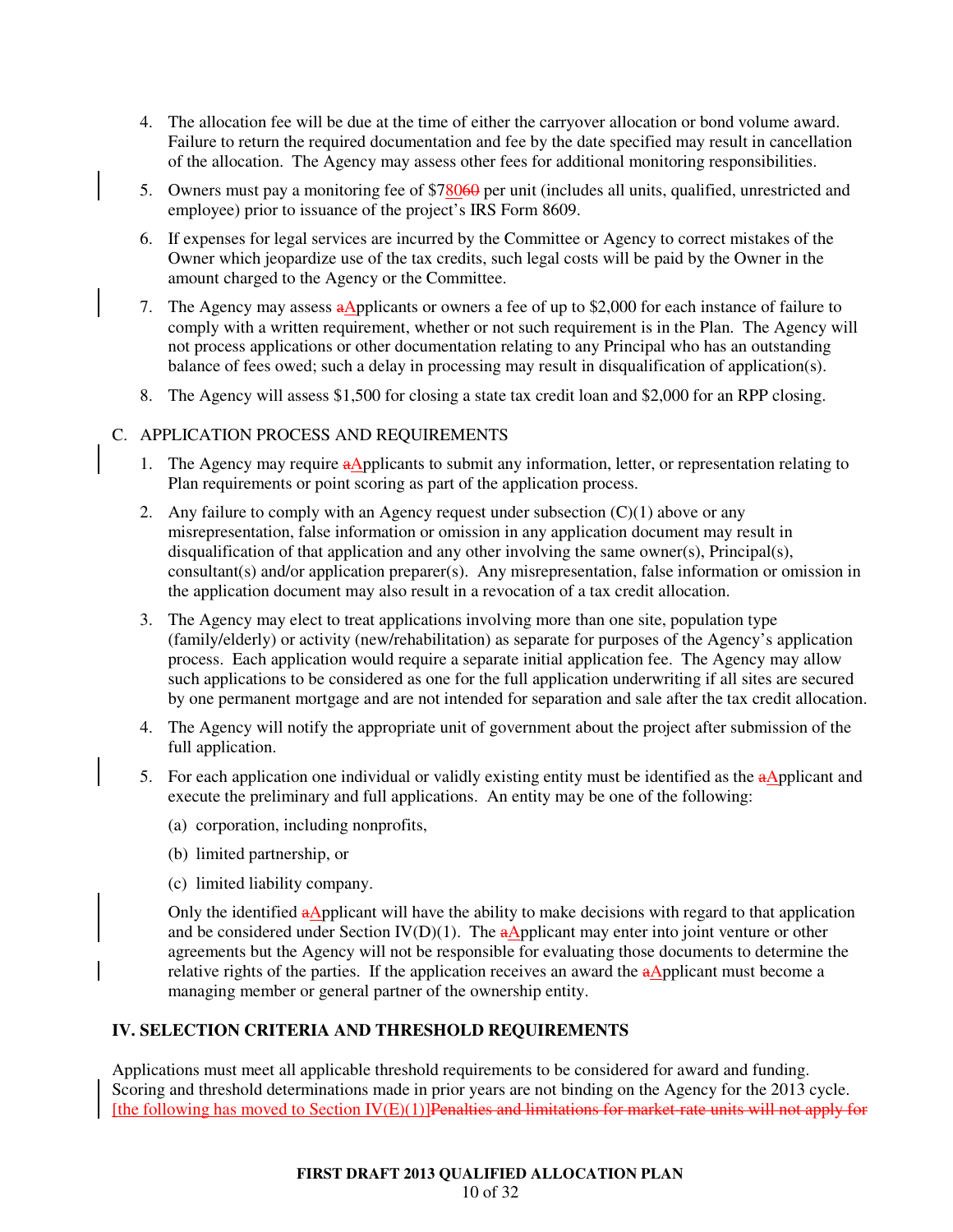4. The allocation fee will be due at the time of either the carryover allocation or bond volume award. Failure to return the required documentation and fee by the date specified may result in cancellation of the allocation. The Agency may assess other fees for additional monitoring responsibilities.

5. Owners must pay a monitoring fee of $7~~60~~80 per unit (includes all units, qualified, unrestricted and employee) prior to issuance of the project's IRS Form 8609.

6. If expenses for legal services are incurred by the Committee or Agency to correct mistakes of the Owner which jeopardize use of the tax credits, such legal costs will be paid by the Owner in the amount charged to the Agency or the Committee.

7. The Agency may assess ~~a~~Applicants or owners a fee of up to $2,000 for each instance of failure to comply with a written requirement, whether or not such requirement is in the Plan. The Agency will not process applications or other documentation relating to any Principal who has an outstanding balance of fees owed; such a delay in processing may result in disqualification of application(s).

8. The Agency will assess $1,500 for closing a state tax credit loan and $2,000 for an RPP closing.

C. APPLICATION PROCESS AND REQUIREMENTS

1. The Agency may require ~~a~~Applicants to submit any information, letter, or representation relating to Plan requirements or point scoring as part of the application process.

2. Any failure to comply with an Agency request under subsection (C)(1) above or any misrepresentation, false information or omission in any application document may result in disqualification of that application and any other involving the same owner(s), Principal(s), consultant(s) and/or application preparer(s). Any misrepresentation, false information or omission in the application document may also result in a revocation of a tax credit allocation.

3. The Agency may elect to treat applications involving more than one site, population type (family/elderly) or activity (new/rehabilitation) as separate for purposes of the Agency's application process. Each application would require a separate initial application fee. The Agency may allow such applications to be considered as one for the full application underwriting if all sites are secured by one permanent mortgage and are not intended for separation and sale after the tax credit allocation.

4. The Agency will notify the appropriate unit of government about the project after submission of the full application.

5. For each application one individual or validly existing entity must be identified as the ~~a~~Applicant and execute the preliminary and full applications. An entity may be one of the following:

   (a) corporation, including nonprofits,

   (b) limited partnership, or

   (c) limited liability company.

   Only the identified ~~a~~Applicant will have the ability to make decisions with regard to that application and be considered under Section IV(D)(1). The ~~a~~Applicant may enter into joint venture or other agreements but the Agency will not be responsible for evaluating those documents to determine the relative rights of the parties. If the application receives an award the ~~a~~Applicant must become a managing member or general partner of the ownership entity.

## IV. SELECTION CRITERIA AND THRESHOLD REQUIREMENTS

Applications must meet all applicable threshold requirements to be considered for award and funding. Scoring and threshold determinations made in prior years are not binding on the Agency for the 2013 cycle. [the following has moved to Section IV(E)(1)]~~Penalties and limitations for market-rate units will not apply for~~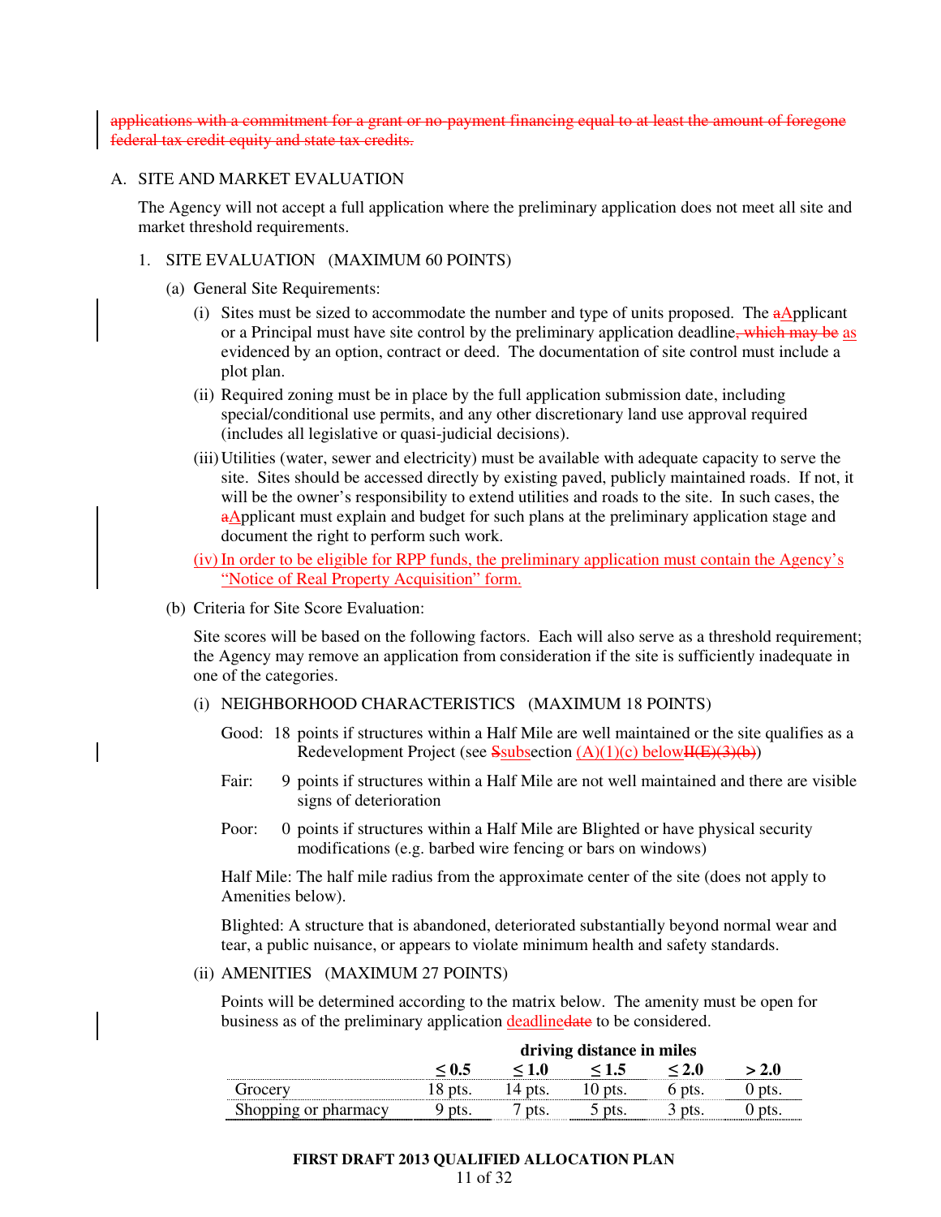applications with a commitment for a grant or no-payment financing equal to at least the amount of foregone federal tax credit equity and state tax credits.

A. SITE AND MARKET EVALUATION

The Agency will not accept a full application where the preliminary application does not meet all site and market threshold requirements.

1. SITE EVALUATION (MAXIMUM 60 POINTS)

(a) General Site Requirements:

(i) Sites must be sized to accommodate the number and type of units proposed. The aApplicant or a Principal must have site control by the preliminary application deadline, which may be as evidenced by an option, contract or deed. The documentation of site control must include a plot plan.

(ii) Required zoning must be in place by the full application submission date, including special/conditional use permits, and any other discretionary land use approval required (includes all legislative or quasi-judicial decisions).

(iii) Utilities (water, sewer and electricity) must be available with adequate capacity to serve the site. Sites should be accessed directly by existing paved, publicly maintained roads. If not, it will be the owner's responsibility to extend utilities and roads to the site. In such cases, the aApplicant must explain and budget for such plans at the preliminary application stage and document the right to perform such work.

(iv) In order to be eligible for RPP funds, the preliminary application must contain the Agency's "Notice of Real Property Acquisition" form.

(b) Criteria for Site Score Evaluation:

Site scores will be based on the following factors. Each will also serve as a threshold requirement; the Agency may remove an application from consideration if the site is sufficiently inadequate in one of the categories.

(i) NEIGHBORHOOD CHARACTERISTICS (MAXIMUM 18 POINTS)

Good: 18 points if structures within a Half Mile are well maintained or the site qualifies as a Redevelopment Project (see Ssubsection (A)(1)(c) belowII(E)(3)(b))

Fair: 9 points if structures within a Half Mile are not well maintained and there are visible signs of deterioration

Poor: 0 points if structures within a Half Mile are Blighted or have physical security modifications (e.g. barbed wire fencing or bars on windows)

Half Mile: The half mile radius from the approximate center of the site (does not apply to Amenities below).

Blighted: A structure that is abandoned, deteriorated substantially beyond normal wear and tear, a public nuisance, or appears to violate minimum health and safety standards.

(ii) AMENITIES (MAXIMUM 27 POINTS)

Points will be determined according to the matrix below. The amenity must be open for business as of the preliminary application deadlinedate to be considered.

| | **driving distance in miles** | | | | |
|---|---|---|---|---|---|
| | **≤ 0.5** | **≤ 1.0** | **≤ 1.5** | **≤ 2.0** | **> 2.0** |
| Grocery | 18 pts. | 14 pts. | 10 pts. | 6 pts. | 0 pts. |
| Shopping or pharmacy | 9 pts. | 7 pts. | 5 pts. | 3 pts. | 0 pts. |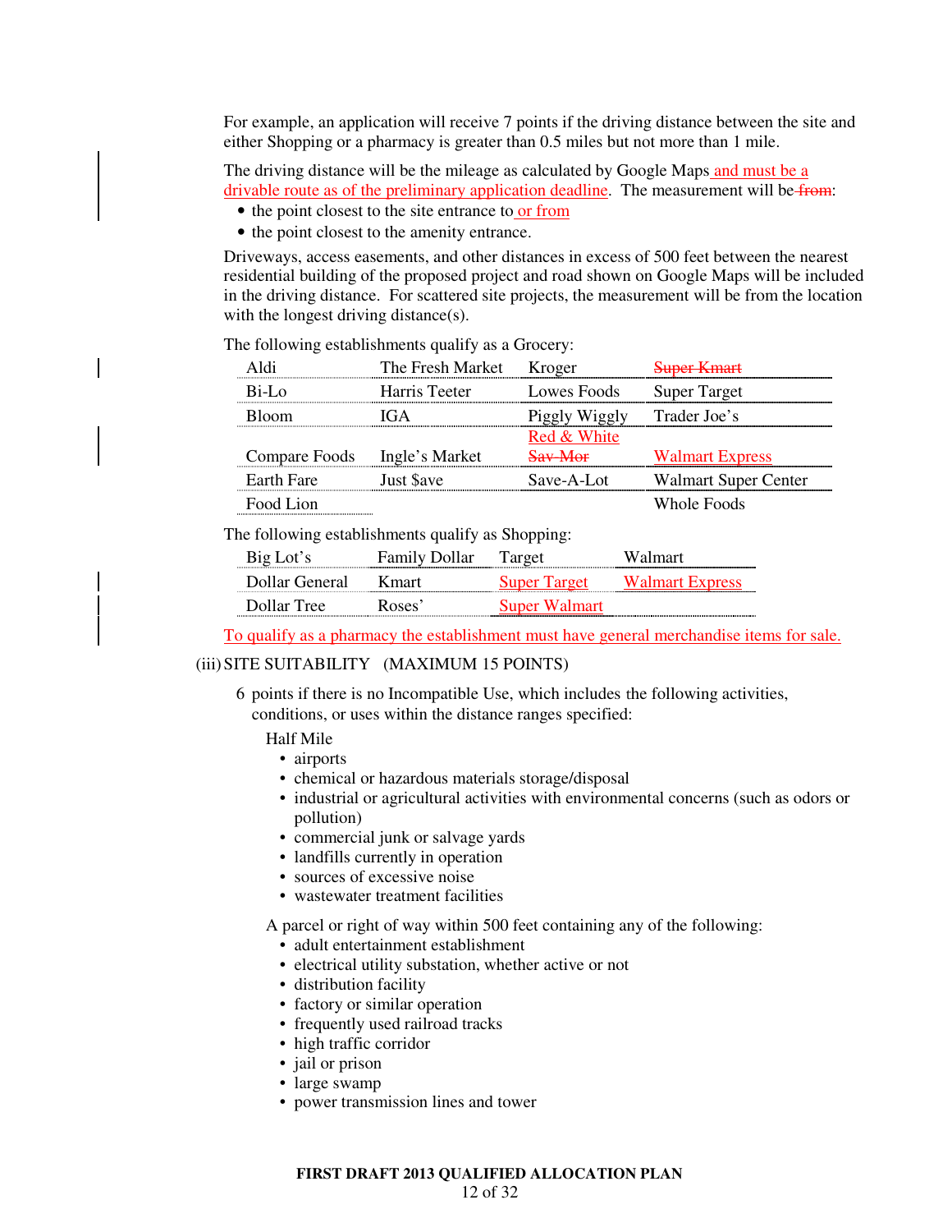For example, an application will receive 7 points if the driving distance between the site and either Shopping or a pharmacy is greater than 0.5 miles but not more than 1 mile.

The driving distance will be the mileage as calculated by Google Maps and must be a drivable route as of the preliminary application deadline. The measurement will be ~~from~~:

- the point closest to the site entrance to or from
- the point closest to the amenity entrance.

Driveways, access easements, and other distances in excess of 500 feet between the nearest residential building of the proposed project and road shown on Google Maps will be included in the driving distance. For scattered site projects, the measurement will be from the location with the longest driving distance(s).

The following establishments qualify as a Grocery:

| | | | |
|---|---|---|---|
| Aldi | The Fresh Market | Kroger | ~~Super Kmart~~ |
| Bi-Lo | Harris Teeter | Lowes Foods | Super Target |
| Bloom | IGA | Piggly Wiggly | Trader Joe's |
| Compare Foods | Ingle's Market | Red & White ~~Sav-Mor~~ | Walmart Express |
| Earth Fare | Just $ave | Save-A-Lot | Walmart Super Center |
| Food Lion | | | Whole Foods |

The following establishments qualify as Shopping:

| | | | |
|---|---|---|---|
| Big Lot's | Family Dollar | Target | Walmart |
| Dollar General | Kmart | Super Target | Walmart Express |
| Dollar Tree | Roses' | Super Walmart | |

To qualify as a pharmacy the establishment must have general merchandise items for sale.

(iii) SITE SUITABILITY (MAXIMUM 15 POINTS)

6 points if there is no Incompatible Use, which includes the following activities, conditions, or uses within the distance ranges specified:

Half Mile

- airports
- chemical or hazardous materials storage/disposal
- industrial or agricultural activities with environmental concerns (such as odors or pollution)
- commercial junk or salvage yards
- landfills currently in operation
- sources of excessive noise
- wastewater treatment facilities

A parcel or right of way within 500 feet containing any of the following:

- adult entertainment establishment
- electrical utility substation, whether active or not
- distribution facility
- factory or similar operation
- frequently used railroad tracks
- high traffic corridor
- jail or prison
- large swamp
- power transmission lines and tower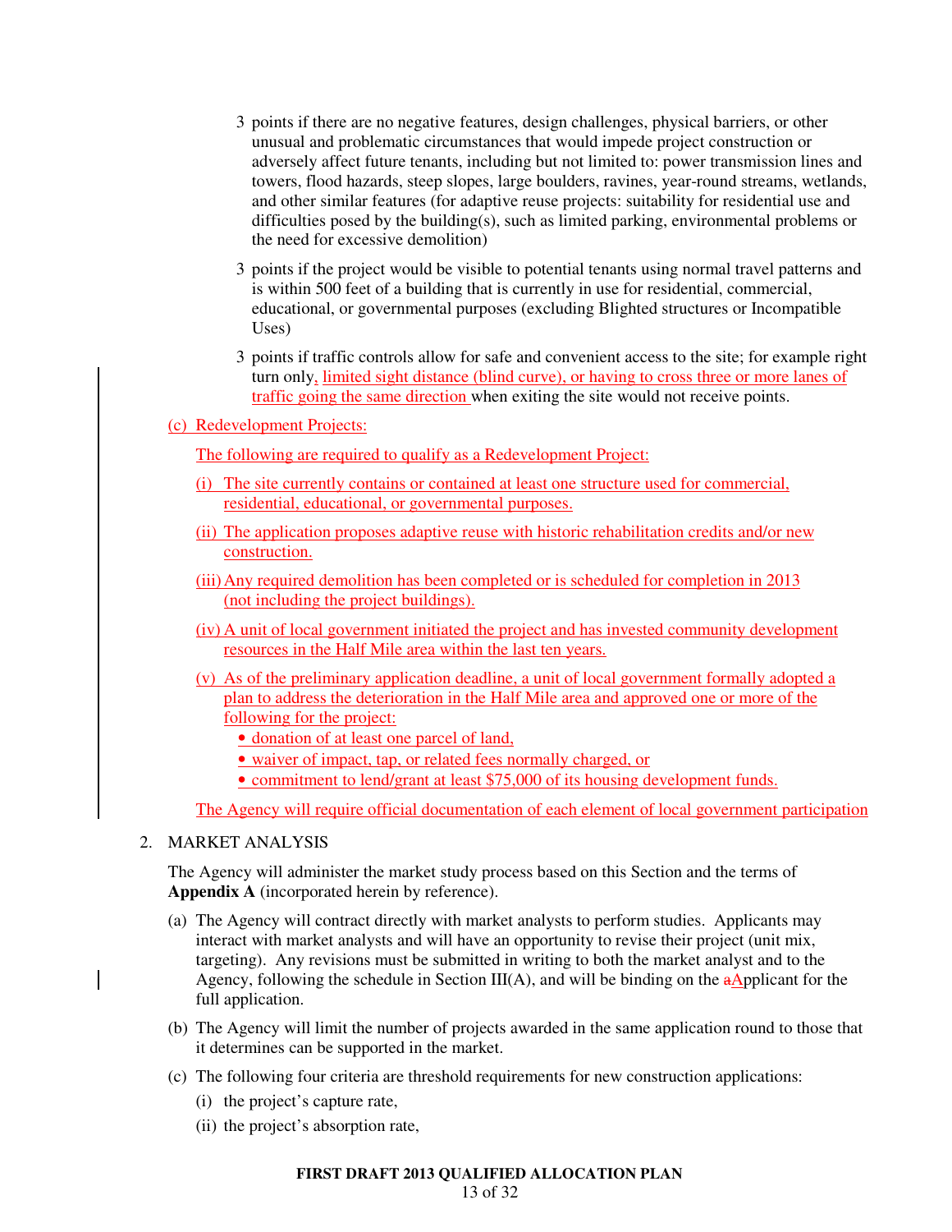3 points if there are no negative features, design challenges, physical barriers, or other unusual and problematic circumstances that would impede project construction or adversely affect future tenants, including but not limited to: power transmission lines and towers, flood hazards, steep slopes, large boulders, ravines, year-round streams, wetlands, and other similar features (for adaptive reuse projects: suitability for residential use and difficulties posed by the building(s), such as limited parking, environmental problems or the need for excessive demolition)

3 points if the project would be visible to potential tenants using normal travel patterns and is within 500 feet of a building that is currently in use for residential, commercial, educational, or governmental purposes (excluding Blighted structures or Incompatible Uses)

3 points if traffic controls allow for safe and convenient access to the site; for example right turn only, limited sight distance (blind curve), or having to cross three or more lanes of traffic going the same direction when exiting the site would not receive points.

(c) Redevelopment Projects:

The following are required to qualify as a Redevelopment Project:

(i) The site currently contains or contained at least one structure used for commercial, residential, educational, or governmental purposes.

(ii) The application proposes adaptive reuse with historic rehabilitation credits and/or new construction.

(iii) Any required demolition has been completed or is scheduled for completion in 2013 (not including the project buildings).

(iv) A unit of local government initiated the project and has invested community development resources in the Half Mile area within the last ten years.

(v) As of the preliminary application deadline, a unit of local government formally adopted a plan to address the deterioration in the Half Mile area and approved one or more of the following for the project:

- donation of at least one parcel of land,
- waiver of impact, tap, or related fees normally charged, or
- commitment to lend/grant at least $75,000 of its housing development funds.

The Agency will require official documentation of each element of local government participation

2. MARKET ANALYSIS

The Agency will administer the market study process based on this Section and the terms of **Appendix A** (incorporated herein by reference).

(a) The Agency will contract directly with market analysts to perform studies. Applicants may interact with market analysts and will have an opportunity to revise their project (unit mix, targeting). Any revisions must be submitted in writing to both the market analyst and to the Agency, following the schedule in Section III(A), and will be binding on the ~~a~~Applicant for the full application.

(b) The Agency will limit the number of projects awarded in the same application round to those that it determines can be supported in the market.

(c) The following four criteria are threshold requirements for new construction applications:

(i) the project's capture rate,

(ii) the project's absorption rate,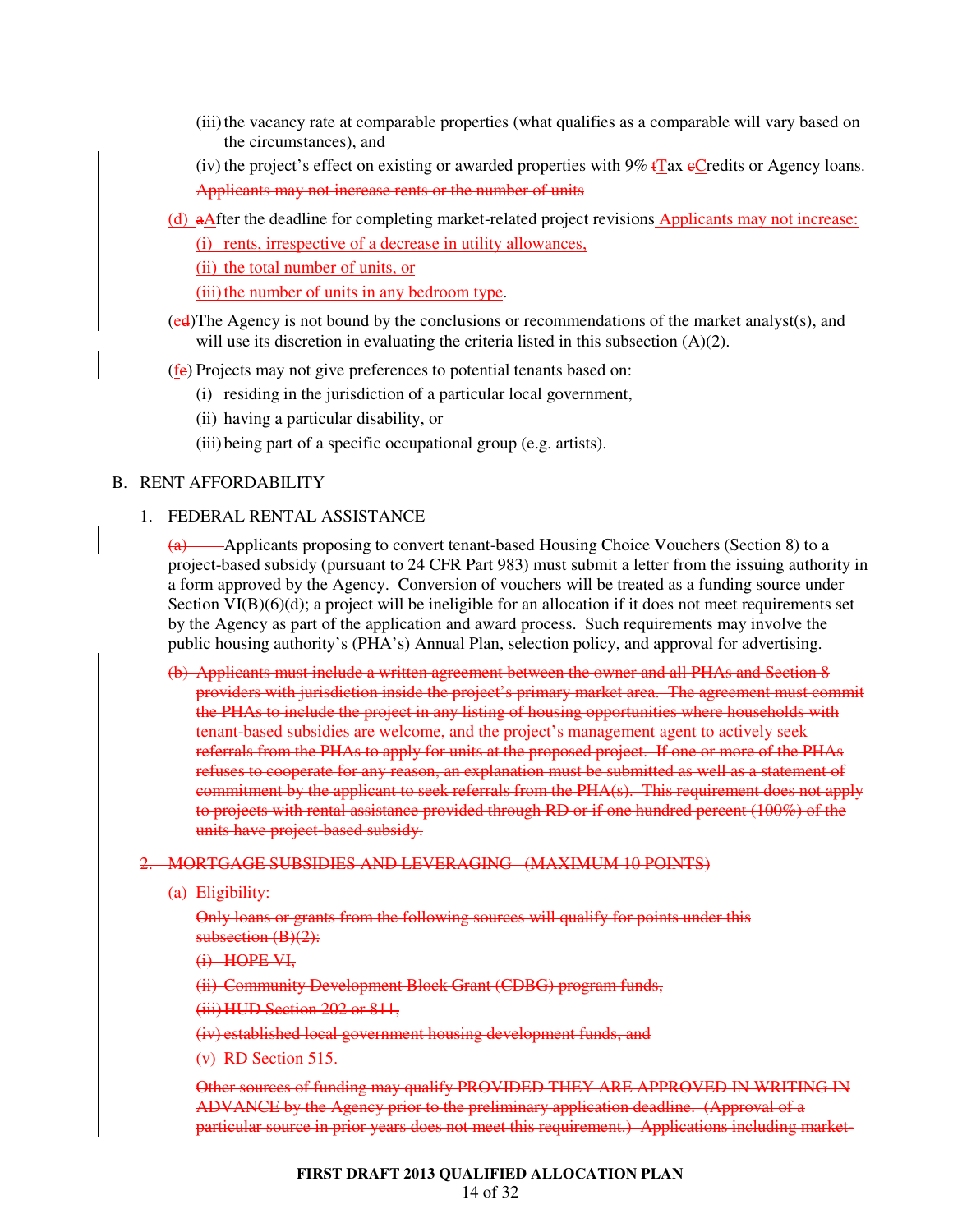(iii) the vacancy rate at comparable properties (what qualifies as a comparable will vary based on the circumstances), and

(iv) the project's effect on existing or awarded properties with 9% ~~t~~Tax ~~c~~Credits or Agency loans. ~~Applicants may not increase rents or the number of units~~

(d) ~~a~~After the deadline for completing market-related project revisions Applicants may not increase:

(i) rents, irrespective of a decrease in utility allowances,

(ii) the total number of units, or

(iii) the number of units in any bedroom type.

(e~~d~~) The Agency is not bound by the conclusions or recommendations of the market analyst(s), and will use its discretion in evaluating the criteria listed in this subsection (A)(2).

(f~~e~~) Projects may not give preferences to potential tenants based on:

(i) residing in the jurisdiction of a particular local government,

(ii) having a particular disability, or

(iii) being part of a specific occupational group (e.g. artists).

## B. RENT AFFORDABILITY

### 1. FEDERAL RENTAL ASSISTANCE

~~(a)~~ Applicants proposing to convert tenant-based Housing Choice Vouchers (Section 8) to a project-based subsidy (pursuant to 24 CFR Part 983) must submit a letter from the issuing authority in a form approved by the Agency. Conversion of vouchers will be treated as a funding source under Section VI(B)(6)(d); a project will be ineligible for an allocation if it does not meet requirements set by the Agency as part of the application and award process. Such requirements may involve the public housing authority's (PHA's) Annual Plan, selection policy, and approval for advertising.

~~(b) Applicants must include a written agreement between the owner and all PHAs and Section 8 providers with jurisdiction inside the project's primary market area. The agreement must commit the PHAs to include the project in any listing of housing opportunities where households with tenant-based subsidies are welcome, and the project's management agent to actively seek referrals from the PHAs to apply for units at the proposed project. If one or more of the PHAs refuses to cooperate for any reason, an explanation must be submitted as well as a statement of commitment by the applicant to seek referrals from the PHA(s). This requirement does not apply to projects with rental assistance provided through RD or if one hundred percent (100%) of the units have project-based subsidy.~~

### ~~2. MORTGAGE SUBSIDIES AND LEVERAGING (MAXIMUM 10 POINTS)~~

~~(a) Eligibility:~~

~~Only loans or grants from the following sources will qualify for points under this subsection (B)(2):~~

~~(i) HOPE VI,~~

~~(ii) Community Development Block Grant (CDBG) program funds,~~

~~(iii) HUD Section 202 or 811,~~

~~(iv) established local government housing development funds, and~~

~~(v) RD Section 515.~~

~~Other sources of funding may qualify PROVIDED THEY ARE APPROVED IN WRITING IN ADVANCE by the Agency prior to the preliminary application deadline. (Approval of a particular source in prior years does not meet this requirement.) Applications including market-~~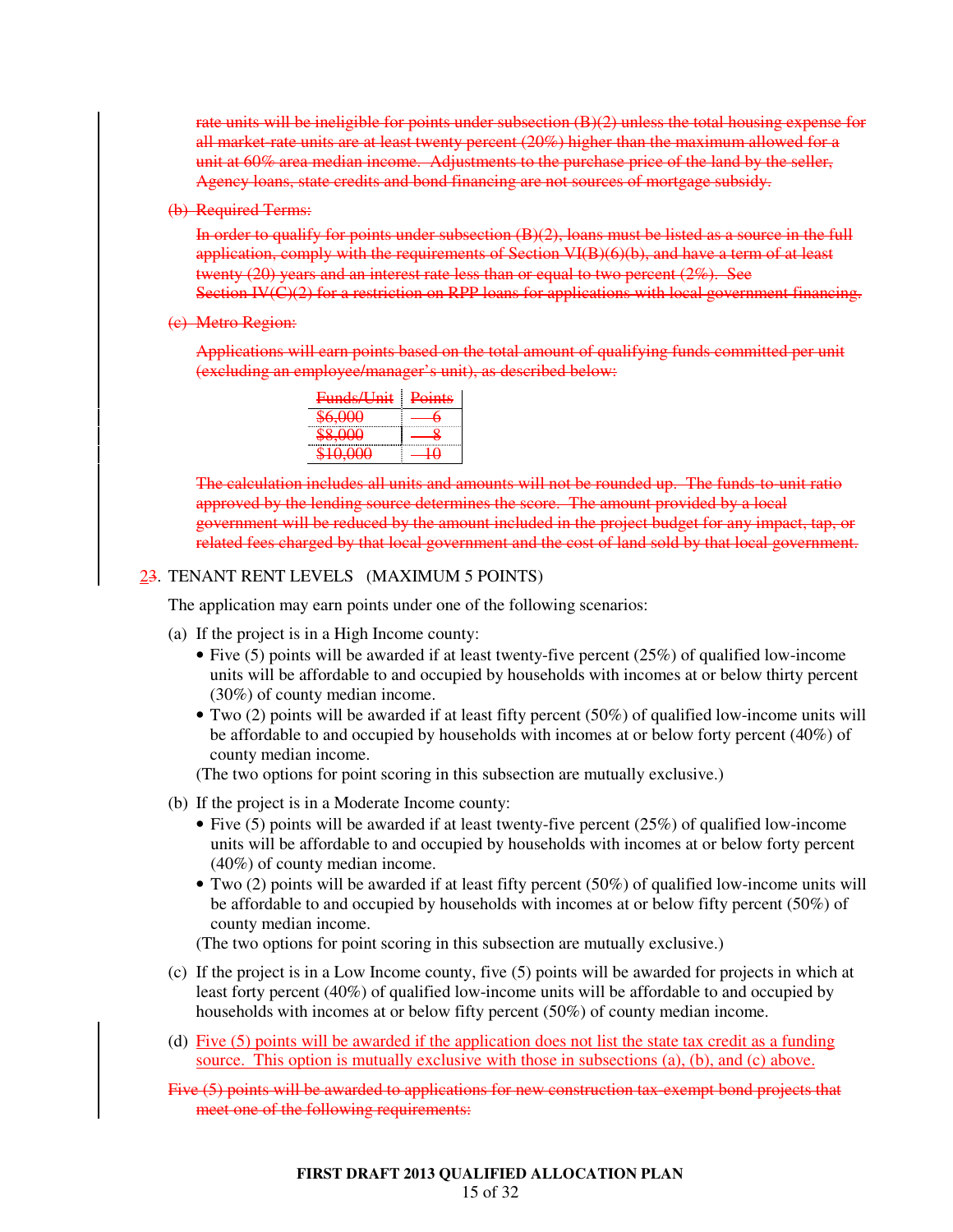rate units will be ineligible for points under subsection (B)(2) unless the total housing expense for all market-rate units are at least twenty percent (20%) higher than the maximum allowed for a unit at 60% area median income. Adjustments to the purchase price of the land by the seller, Agency loans, state credits and bond financing are not sources of mortgage subsidy.

(b) Required Terms:

In order to qualify for points under subsection (B)(2), loans must be listed as a source in the full application, comply with the requirements of Section VI(B)(6)(b), and have a term of at least twenty (20) years and an interest rate less than or equal to two percent (2%). See Section IV(C)(2) for a restriction on RPP loans for applications with local government financing.

(c) Metro Region:

Applications will earn points based on the total amount of qualifying funds committed per unit (excluding an employee/manager's unit), as described below:

| Funds/Unit | Points |
|---|---|
| $6,000 | 6 |
| $8,000 | 8 |
| $10,000 | 10 |

The calculation includes all units and amounts will not be rounded up. The funds-to-unit ratio approved by the lending source determines the score. The amount provided by a local government will be reduced by the amount included in the project budget for any impact, tap, or related fees charged by that local government and the cost of land sold by that local government.

23. TENANT RENT LEVELS (MAXIMUM 5 POINTS)

The application may earn points under one of the following scenarios:

(a) If the project is in a High Income county:
- Five (5) points will be awarded if at least twenty-five percent (25%) of qualified low-income units will be affordable to and occupied by households with incomes at or below thirty percent (30%) of county median income.
- Two (2) points will be awarded if at least fifty percent (50%) of qualified low-income units will be affordable to and occupied by households with incomes at or below forty percent (40%) of county median income.

(The two options for point scoring in this subsection are mutually exclusive.)

(b) If the project is in a Moderate Income county:
- Five (5) points will be awarded if at least twenty-five percent (25%) of qualified low-income units will be affordable to and occupied by households with incomes at or below forty percent (40%) of county median income.
- Two (2) points will be awarded if at least fifty percent (50%) of qualified low-income units will be affordable to and occupied by households with incomes at or below fifty percent (50%) of county median income.

(The two options for point scoring in this subsection are mutually exclusive.)

(c) If the project is in a Low Income county, five (5) points will be awarded for projects in which at least forty percent (40%) of qualified low-income units will be affordable to and occupied by households with incomes at or below fifty percent (50%) of county median income.

(d) Five (5) points will be awarded if the application does not list the state tax credit as a funding source. This option is mutually exclusive with those in subsections (a), (b), and (c) above.

Five (5) points will be awarded to applications for new construction tax-exempt bond projects that meet one of the following requirements: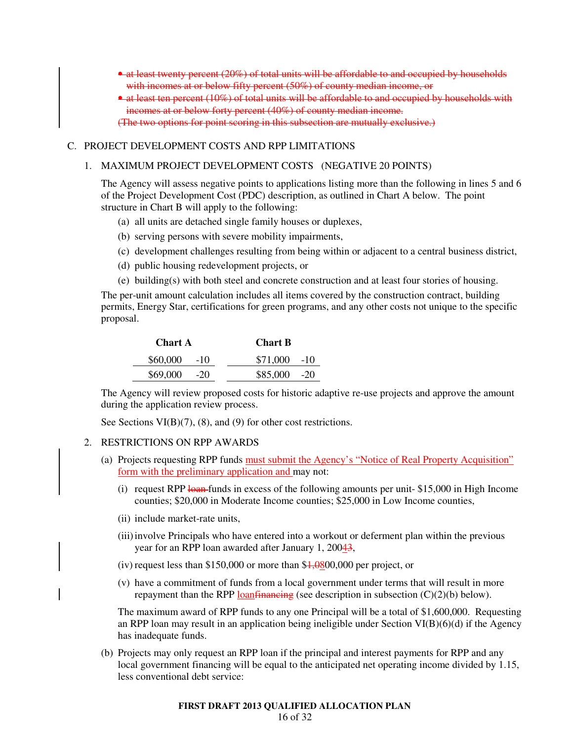- ~~at least twenty percent (20%) of total units will be affordable to and occupied by households with incomes at or below fifty percent (50%) of county median income, or~~
- ~~at least ten percent (10%) of total units will be affordable to and occupied by households with incomes at or below forty percent (40%) of county median income.~~

~~(The two options for point scoring in this subsection are mutually exclusive.)~~

C. PROJECT DEVELOPMENT COSTS AND RPP LIMITATIONS

1. MAXIMUM PROJECT DEVELOPMENT COSTS (NEGATIVE 20 POINTS)

The Agency will assess negative points to applications listing more than the following in lines 5 and 6 of the Project Development Cost (PDC) description, as outlined in Chart A below. The point structure in Chart B will apply to the following:

(a) all units are detached single family houses or duplexes,

(b) serving persons with severe mobility impairments,

(c) development challenges resulting from being within or adjacent to a central business district,

(d) public housing redevelopment projects, or

(e) building(s) with both steel and concrete construction and at least four stories of housing.

The per-unit amount calculation includes all items covered by the construction contract, building permits, Energy Star, certifications for green programs, and any other costs not unique to the specific proposal.

| **Chart A** | | **Chart B** | |
|---|---|---|---|
| $60,000 | -10 | $71,000 | -10 |
| $69,000 | -20 | $85,000 | -20 |

The Agency will review proposed costs for historic adaptive re-use projects and approve the amount during the application review process.

See Sections VI(B)(7), (8), and (9) for other cost restrictions.

2. RESTRICTIONS ON RPP AWARDS

(a) Projects requesting RPP funds must submit the Agency's "Notice of Real Property Acquisition" form with the preliminary application and may not:

(i) request RPP ~~loan~~ funds in excess of the following amounts per unit- $15,000 in High Income counties; $20,000 in Moderate Income counties; $25,000 in Low Income counties,

(ii) include market-rate units,

(iii) involve Principals who have entered into a workout or deferment plan within the previous year for an RPP loan awarded after January 1, 200~~3~~4,

(iv) request less than $150,000 or more than $~~1,0~~800,000 per project, or

(v) have a commitment of funds from a local government under terms that will result in more repayment than the RPP loan~~financing~~ (see description in subsection (C)(2)(b) below).

The maximum award of RPP funds to any one Principal will be a total of $1,600,000. Requesting an RPP loan may result in an application being ineligible under Section VI(B)(6)(d) if the Agency has inadequate funds.

(b) Projects may only request an RPP loan if the principal and interest payments for RPP and any local government financing will be equal to the anticipated net operating income divided by 1.15, less conventional debt service: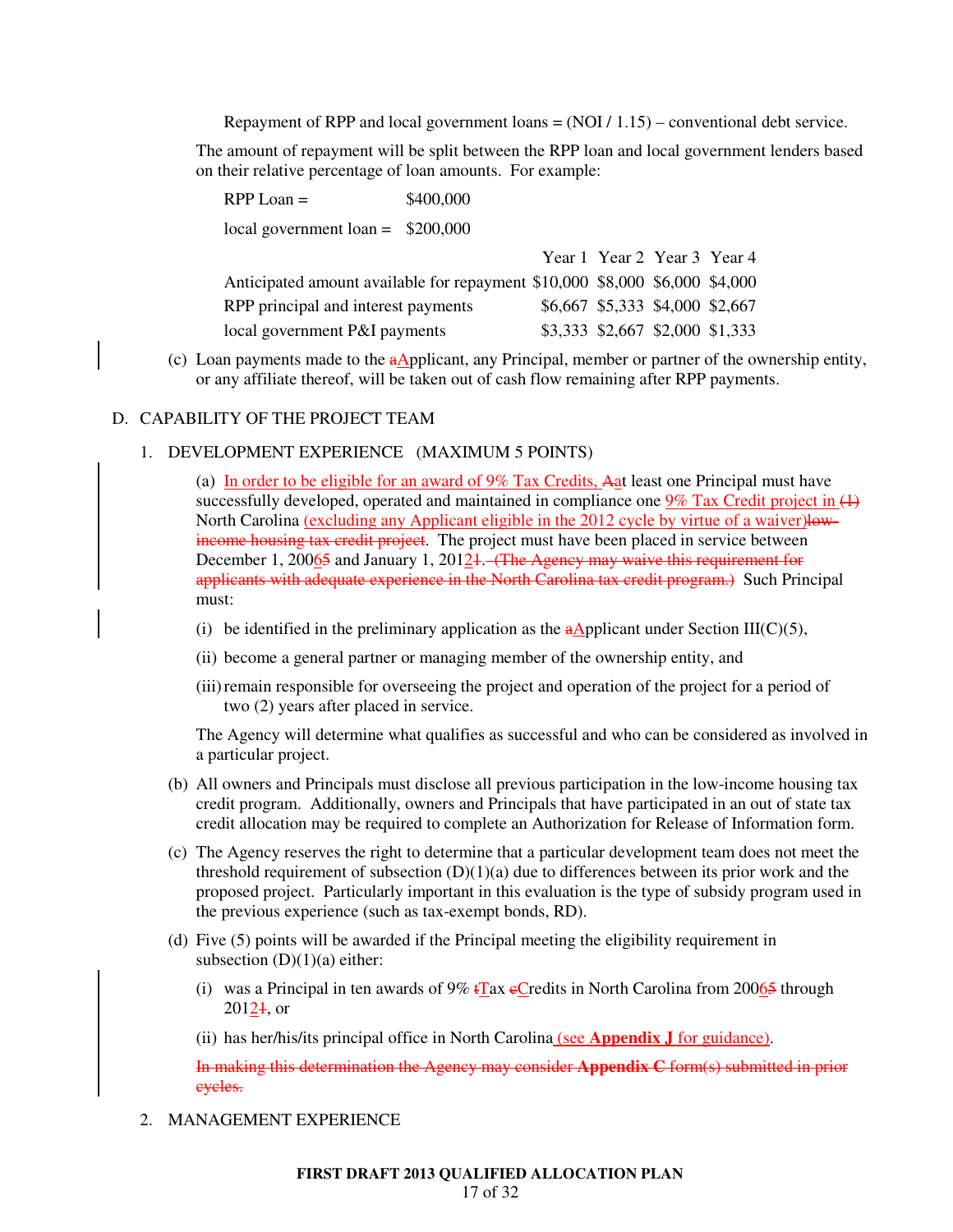Repayment of RPP and local government loans = (NOI / 1.15) – conventional debt service.

The amount of repayment will be split between the RPP loan and local government lenders based on their relative percentage of loan amounts. For example:

RPP Loan = $400,000

local government loan = $200,000

| | Year 1 | Year 2 | Year 3 | Year 4 |
|---|---|---|---|---|
| Anticipated amount available for repayment | $10,000 | $8,000 | $6,000 | $4,000 |
| RPP principal and interest payments | $6,667 | $5,333 | $4,000 | $2,667 |
| local government P&I payments | $3,333 | $2,667 | $2,000 | $1,333 |

(c) Loan payments made to the ~~a~~Applicant, any Principal, member or partner of the ownership entity, or any affiliate thereof, will be taken out of cash flow remaining after RPP payments.

## D. CAPABILITY OF THE PROJECT TEAM

### 1. DEVELOPMENT EXPERIENCE (MAXIMUM 5 POINTS)

(a) In order to be eligible for an award of 9% Tax Credits, ~~A~~at least one Principal must have successfully developed, operated and maintained in compliance one 9% Tax Credit project in ~~(1)~~ North Carolina (excluding any Applicant eligible in the 2012 cycle by virtue of a waiver)~~low-income housing tax credit project~~. The project must have been placed in service between December 1, 2006~~5~~ and January 1, 2012~~1~~. ~~(The Agency may waive this requirement for applicants with adequate experience in the North Carolina tax credit program.)~~ Such Principal must:

(i) be identified in the preliminary application as the ~~a~~Applicant under Section III(C)(5),

(ii) become a general partner or managing member of the ownership entity, and

(iii) remain responsible for overseeing the project and operation of the project for a period of two (2) years after placed in service.

The Agency will determine what qualifies as successful and who can be considered as involved in a particular project.

(b) All owners and Principals must disclose all previous participation in the low-income housing tax credit program. Additionally, owners and Principals that have participated in an out of state tax credit allocation may be required to complete an Authorization for Release of Information form.

(c) The Agency reserves the right to determine that a particular development team does not meet the threshold requirement of subsection (D)(1)(a) due to differences between its prior work and the proposed project. Particularly important in this evaluation is the type of subsidy program used in the previous experience (such as tax-exempt bonds, RD).

(d) Five (5) points will be awarded if the Principal meeting the eligibility requirement in subsection (D)(1)(a) either:

(i) was a Principal in ten awards of 9% ~~t~~Tax ~~c~~Credits in North Carolina from 2006~~5~~ through 2012~~1~~, or

(ii) has her/his/its principal office in North Carolina (see **Appendix J** for guidance).

~~In making this determination the Agency may consider **Appendix C** form(s) submitted in prior cycles.~~

### 2. MANAGEMENT EXPERIENCE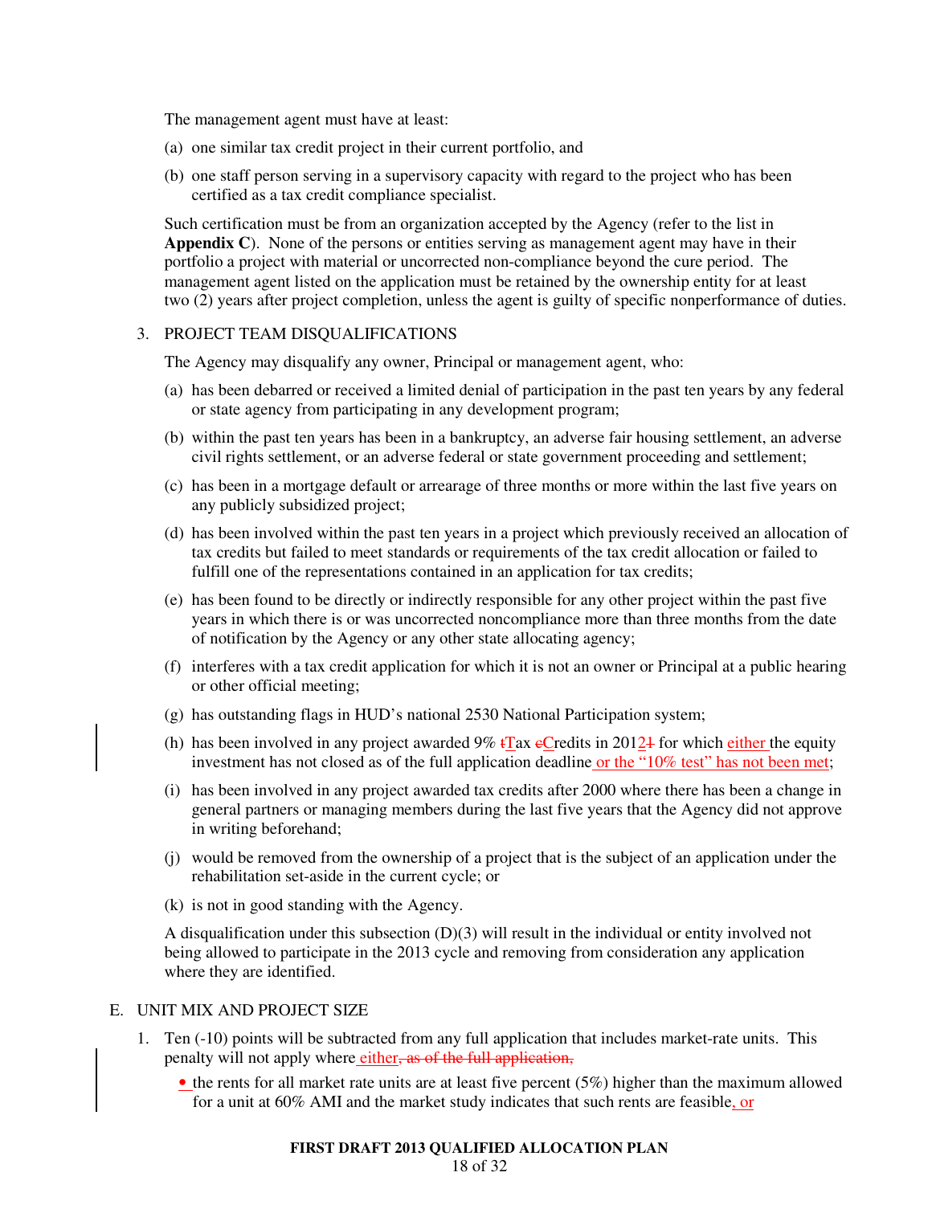The management agent must have at least:

(a) one similar tax credit project in their current portfolio, and

(b) one staff person serving in a supervisory capacity with regard to the project who has been certified as a tax credit compliance specialist.

Such certification must be from an organization accepted by the Agency (refer to the list in **Appendix C**). None of the persons or entities serving as management agent may have in their portfolio a project with material or uncorrected non-compliance beyond the cure period. The management agent listed on the application must be retained by the ownership entity for at least two (2) years after project completion, unless the agent is guilty of specific nonperformance of duties.

3. PROJECT TEAM DISQUALIFICATIONS

The Agency may disqualify any owner, Principal or management agent, who:

(a) has been debarred or received a limited denial of participation in the past ten years by any federal or state agency from participating in any development program;

(b) within the past ten years has been in a bankruptcy, an adverse fair housing settlement, an adverse civil rights settlement, or an adverse federal or state government proceeding and settlement;

(c) has been in a mortgage default or arrearage of three months or more within the last five years on any publicly subsidized project;

(d) has been involved within the past ten years in a project which previously received an allocation of tax credits but failed to meet standards or requirements of the tax credit allocation or failed to fulfill one of the representations contained in an application for tax credits;

(e) has been found to be directly or indirectly responsible for any other project within the past five years in which there is or was uncorrected noncompliance more than three months from the date of notification by the Agency or any other state allocating agency;

(f) interferes with a tax credit application for which it is not an owner or Principal at a public hearing or other official meeting;

(g) has outstanding flags in HUD's national 2530 National Participation system;

(h) has been involved in any project awarded 9% ~~t~~Tax ~~c~~Credits in 201~~1~~2 for which either the equity investment has not closed as of the full application deadline or the "10% test" has not been met;

(i) has been involved in any project awarded tax credits after 2000 where there has been a change in general partners or managing members during the last five years that the Agency did not approve in writing beforehand;

(j) would be removed from the ownership of a project that is the subject of an application under the rehabilitation set-aside in the current cycle; or

(k) is not in good standing with the Agency.

A disqualification under this subsection (D)(3) will result in the individual or entity involved not being allowed to participate in the 2013 cycle and removing from consideration any application where they are identified.

E. UNIT MIX AND PROJECT SIZE

1. Ten (-10) points will be subtracted from any full application that includes market-rate units. This penalty will not apply where either~~, as of the full application,~~

    - the rents for all market rate units are at least five percent (5%) higher than the maximum allowed for a unit at 60% AMI and the market study indicates that such rents are feasible, or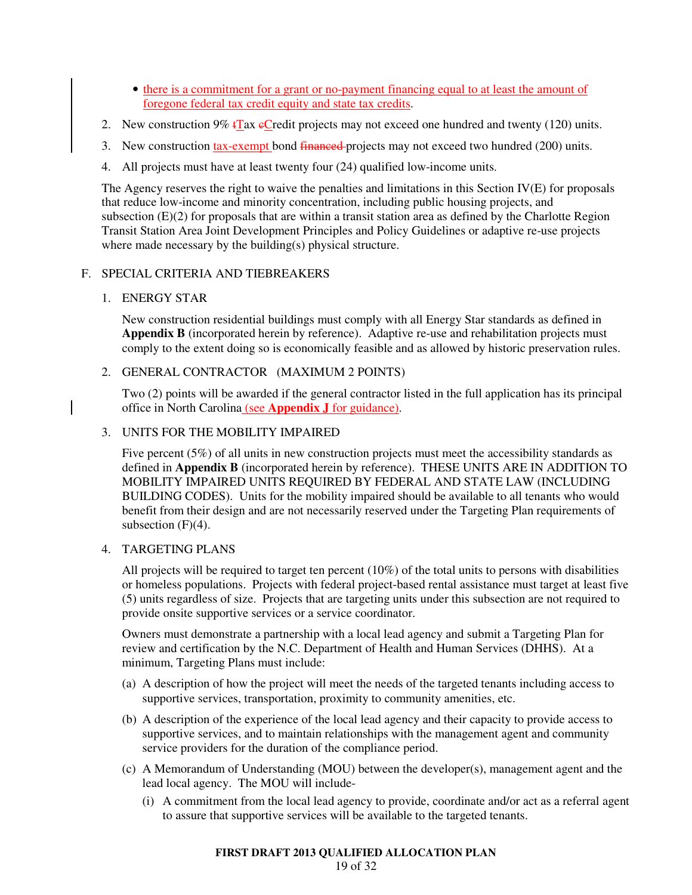- there is a commitment for a grant or no-payment financing equal to at least the amount of foregone federal tax credit equity and state tax credits.

2. New construction 9% ~~t~~Tax ~~c~~Credit projects may not exceed one hundred and twenty (120) units.
3. New construction tax-exempt bond ~~financed~~ projects may not exceed two hundred (200) units.
4. All projects must have at least twenty four (24) qualified low-income units.

The Agency reserves the right to waive the penalties and limitations in this Section IV(E) for proposals that reduce low-income and minority concentration, including public housing projects, and subsection (E)(2) for proposals that are within a transit station area as defined by the Charlotte Region Transit Station Area Joint Development Principles and Policy Guidelines or adaptive re-use projects where made necessary by the building(s) physical structure.

## F. SPECIAL CRITERIA AND TIEBREAKERS

### 1. ENERGY STAR

New construction residential buildings must comply with all Energy Star standards as defined in **Appendix B** (incorporated herein by reference). Adaptive re-use and rehabilitation projects must comply to the extent doing so is economically feasible and as allowed by historic preservation rules.

### 2. GENERAL CONTRACTOR (MAXIMUM 2 POINTS)

Two (2) points will be awarded if the general contractor listed in the full application has its principal office in North Carolina (see **Appendix J** for guidance).

### 3. UNITS FOR THE MOBILITY IMPAIRED

Five percent (5%) of all units in new construction projects must meet the accessibility standards as defined in **Appendix B** (incorporated herein by reference). THESE UNITS ARE IN ADDITION TO MOBILITY IMPAIRED UNITS REQUIRED BY FEDERAL AND STATE LAW (INCLUDING BUILDING CODES). Units for the mobility impaired should be available to all tenants who would benefit from their design and are not necessarily reserved under the Targeting Plan requirements of subsection (F)(4).

### 4. TARGETING PLANS

All projects will be required to target ten percent (10%) of the total units to persons with disabilities or homeless populations. Projects with federal project-based rental assistance must target at least five (5) units regardless of size. Projects that are targeting units under this subsection are not required to provide onsite supportive services or a service coordinator.

Owners must demonstrate a partnership with a local lead agency and submit a Targeting Plan for review and certification by the N.C. Department of Health and Human Services (DHHS). At a minimum, Targeting Plans must include:

(a) A description of how the project will meet the needs of the targeted tenants including access to supportive services, transportation, proximity to community amenities, etc.

(b) A description of the experience of the local lead agency and their capacity to provide access to supportive services, and to maintain relationships with the management agent and community service providers for the duration of the compliance period.

(c) A Memorandum of Understanding (MOU) between the developer(s), management agent and the lead local agency. The MOU will include-

   (i) A commitment from the local lead agency to provide, coordinate and/or act as a referral agent to assure that supportive services will be available to the targeted tenants.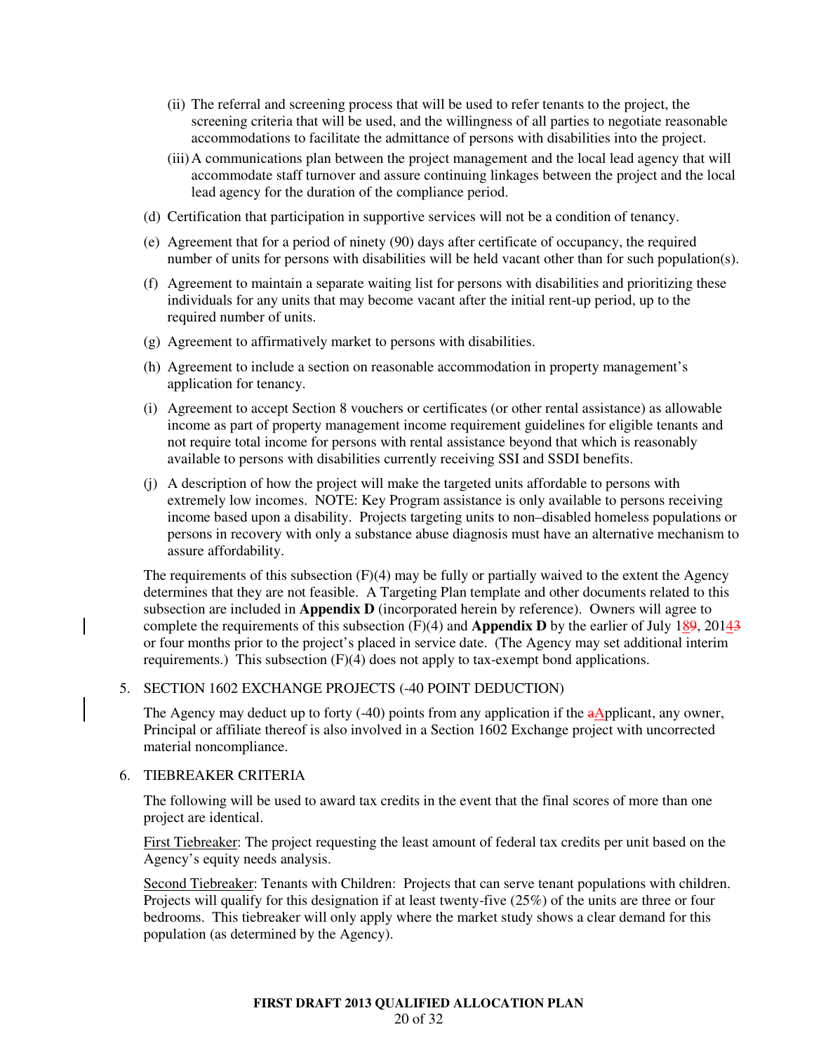(ii) The referral and screening process that will be used to refer tenants to the project, the screening criteria that will be used, and the willingness of all parties to negotiate reasonable accommodations to facilitate the admittance of persons with disabilities into the project.

(iii) A communications plan between the project management and the local lead agency that will accommodate staff turnover and assure continuing linkages between the project and the local lead agency for the duration of the compliance period.

(d) Certification that participation in supportive services will not be a condition of tenancy.

(e) Agreement that for a period of ninety (90) days after certificate of occupancy, the required number of units for persons with disabilities will be held vacant other than for such population(s).

(f) Agreement to maintain a separate waiting list for persons with disabilities and prioritizing these individuals for any units that may become vacant after the initial rent-up period, up to the required number of units.

(g) Agreement to affirmatively market to persons with disabilities.

(h) Agreement to include a section on reasonable accommodation in property management's application for tenancy.

(i) Agreement to accept Section 8 vouchers or certificates (or other rental assistance) as allowable income as part of property management income requirement guidelines for eligible tenants and not require total income for persons with rental assistance beyond that which is reasonably available to persons with disabilities currently receiving SSI and SSDI benefits.

(j) A description of how the project will make the targeted units affordable to persons with extremely low incomes. NOTE: Key Program assistance is only available to persons receiving income based upon a disability. Projects targeting units to non–disabled homeless populations or persons in recovery with only a substance abuse diagnosis must have an alternative mechanism to assure affordability.

The requirements of this subsection (F)(4) may be fully or partially waived to the extent the Agency determines that they are not feasible. A Targeting Plan template and other documents related to this subsection are included in **Appendix D** (incorporated herein by reference). Owners will agree to complete the requirements of this subsection (F)(4) and **Appendix D** by the earlier of July 189, 20143 or four months prior to the project's placed in service date. (The Agency may set additional interim requirements.) This subsection (F)(4) does not apply to tax-exempt bond applications.

5. SECTION 1602 EXCHANGE PROJECTS (-40 POINT DEDUCTION)

The Agency may deduct up to forty (-40) points from any application if the aApplicant, any owner, Principal or affiliate thereof is also involved in a Section 1602 Exchange project with uncorrected material noncompliance.

6. TIEBREAKER CRITERIA

The following will be used to award tax credits in the event that the final scores of more than one project are identical.

First Tiebreaker: The project requesting the least amount of federal tax credits per unit based on the Agency's equity needs analysis.

Second Tiebreaker: Tenants with Children: Projects that can serve tenant populations with children. Projects will qualify for this designation if at least twenty-five (25%) of the units are three or four bedrooms. This tiebreaker will only apply where the market study shows a clear demand for this population (as determined by the Agency).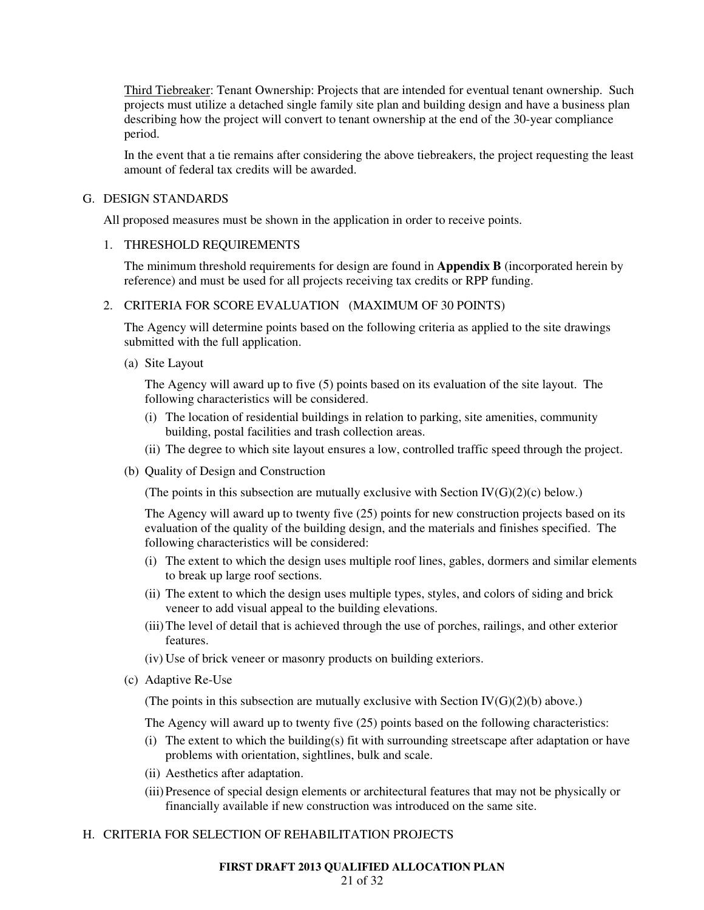Third Tiebreaker: Tenant Ownership: Projects that are intended for eventual tenant ownership. Such projects must utilize a detached single family site plan and building design and have a business plan describing how the project will convert to tenant ownership at the end of the 30-year compliance period.

In the event that a tie remains after considering the above tiebreakers, the project requesting the least amount of federal tax credits will be awarded.

## G. DESIGN STANDARDS

All proposed measures must be shown in the application in order to receive points.

### 1. THRESHOLD REQUIREMENTS

The minimum threshold requirements for design are found in **Appendix B** (incorporated herein by reference) and must be used for all projects receiving tax credits or RPP funding.

### 2. CRITERIA FOR SCORE EVALUATION (MAXIMUM OF 30 POINTS)

The Agency will determine points based on the following criteria as applied to the site drawings submitted with the full application.

(a) Site Layout

The Agency will award up to five (5) points based on its evaluation of the site layout. The following characteristics will be considered.

- (i) The location of residential buildings in relation to parking, site amenities, community building, postal facilities and trash collection areas.
- (ii) The degree to which site layout ensures a low, controlled traffic speed through the project.

(b) Quality of Design and Construction

(The points in this subsection are mutually exclusive with Section IV(G)(2)(c) below.)

The Agency will award up to twenty five (25) points for new construction projects based on its evaluation of the quality of the building design, and the materials and finishes specified. The following characteristics will be considered:

- (i) The extent to which the design uses multiple roof lines, gables, dormers and similar elements to break up large roof sections.
- (ii) The extent to which the design uses multiple types, styles, and colors of siding and brick veneer to add visual appeal to the building elevations.
- (iii) The level of detail that is achieved through the use of porches, railings, and other exterior features.
- (iv) Use of brick veneer or masonry products on building exteriors.

(c) Adaptive Re-Use

(The points in this subsection are mutually exclusive with Section IV(G)(2)(b) above.)

The Agency will award up to twenty five (25) points based on the following characteristics:

- (i) The extent to which the building(s) fit with surrounding streetscape after adaptation or have problems with orientation, sightlines, bulk and scale.
- (ii) Aesthetics after adaptation.
- (iii) Presence of special design elements or architectural features that may not be physically or financially available if new construction was introduced on the same site.

## H. CRITERIA FOR SELECTION OF REHABILITATION PROJECTS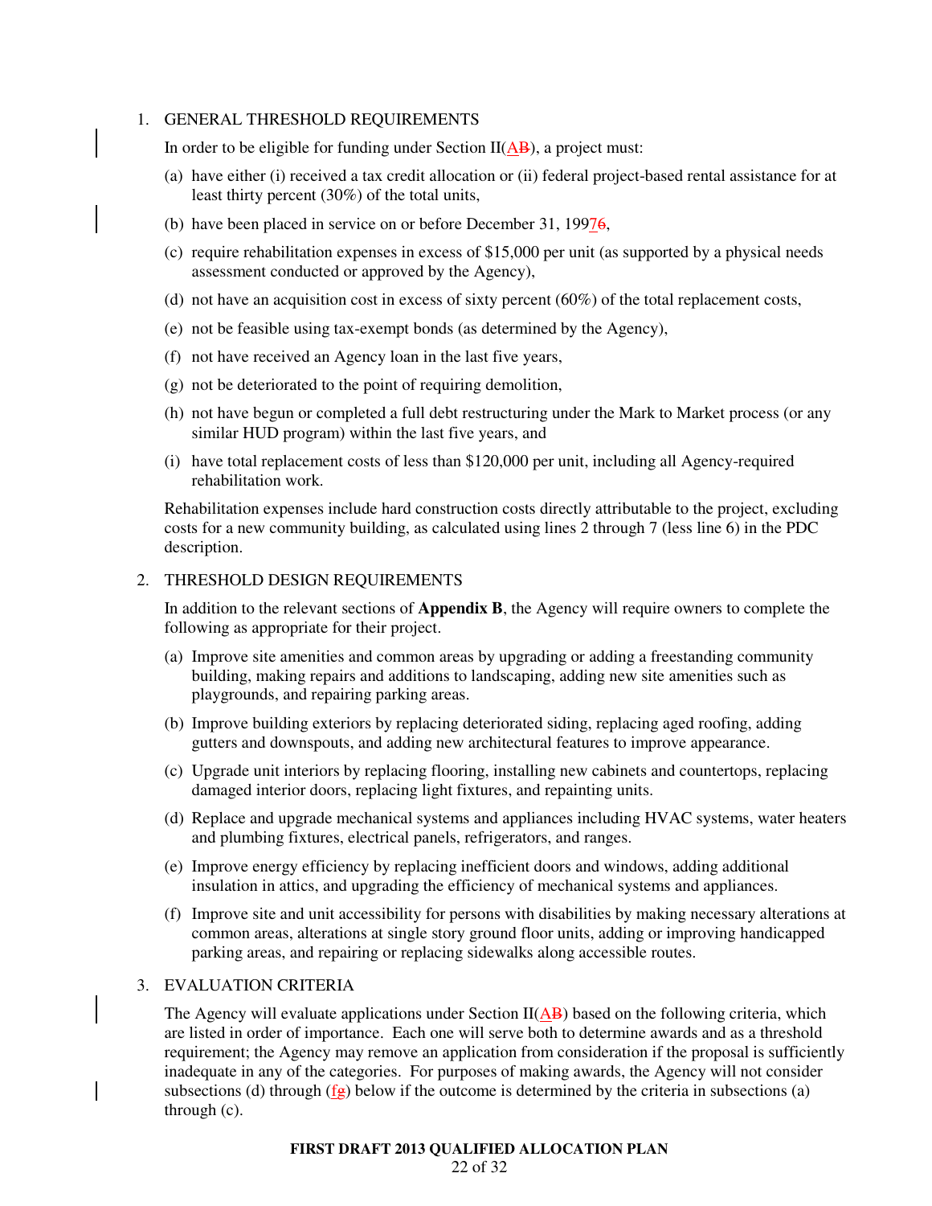1. GENERAL THRESHOLD REQUIREMENTS

   In order to be eligible for funding under Section II(AB), a project must:

   (a) have either (i) received a tax credit allocation or (ii) federal project-based rental assistance for at least thirty percent (30%) of the total units,

   (b) have been placed in service on or before December 31, 199776,

   (c) require rehabilitation expenses in excess of $15,000 per unit (as supported by a physical needs assessment conducted or approved by the Agency),

   (d) not have an acquisition cost in excess of sixty percent (60%) of the total replacement costs,

   (e) not be feasible using tax-exempt bonds (as determined by the Agency),

   (f) not have received an Agency loan in the last five years,

   (g) not be deteriorated to the point of requiring demolition,

   (h) not have begun or completed a full debt restructuring under the Mark to Market process (or any similar HUD program) within the last five years, and

   (i) have total replacement costs of less than $120,000 per unit, including all Agency-required rehabilitation work.

   Rehabilitation expenses include hard construction costs directly attributable to the project, excluding costs for a new community building, as calculated using lines 2 through 7 (less line 6) in the PDC description.

2. THRESHOLD DESIGN REQUIREMENTS

   In addition to the relevant sections of **Appendix B**, the Agency will require owners to complete the following as appropriate for their project.

   (a) Improve site amenities and common areas by upgrading or adding a freestanding community building, making repairs and additions to landscaping, adding new site amenities such as playgrounds, and repairing parking areas.

   (b) Improve building exteriors by replacing deteriorated siding, replacing aged roofing, adding gutters and downspouts, and adding new architectural features to improve appearance.

   (c) Upgrade unit interiors by replacing flooring, installing new cabinets and countertops, replacing damaged interior doors, replacing light fixtures, and repainting units.

   (d) Replace and upgrade mechanical systems and appliances including HVAC systems, water heaters and plumbing fixtures, electrical panels, refrigerators, and ranges.

   (e) Improve energy efficiency by replacing inefficient doors and windows, adding additional insulation in attics, and upgrading the efficiency of mechanical systems and appliances.

   (f) Improve site and unit accessibility for persons with disabilities by making necessary alterations at common areas, alterations at single story ground floor units, adding or improving handicapped parking areas, and repairing or replacing sidewalks along accessible routes.

3. EVALUATION CRITERIA

   The Agency will evaluate applications under Section II(AB) based on the following criteria, which are listed in order of importance. Each one will serve both to determine awards and as a threshold requirement; the Agency may remove an application from consideration if the proposal is sufficiently inadequate in any of the categories. For purposes of making awards, the Agency will not consider subsections (d) through (fg) below if the outcome is determined by the criteria in subsections (a) through (c).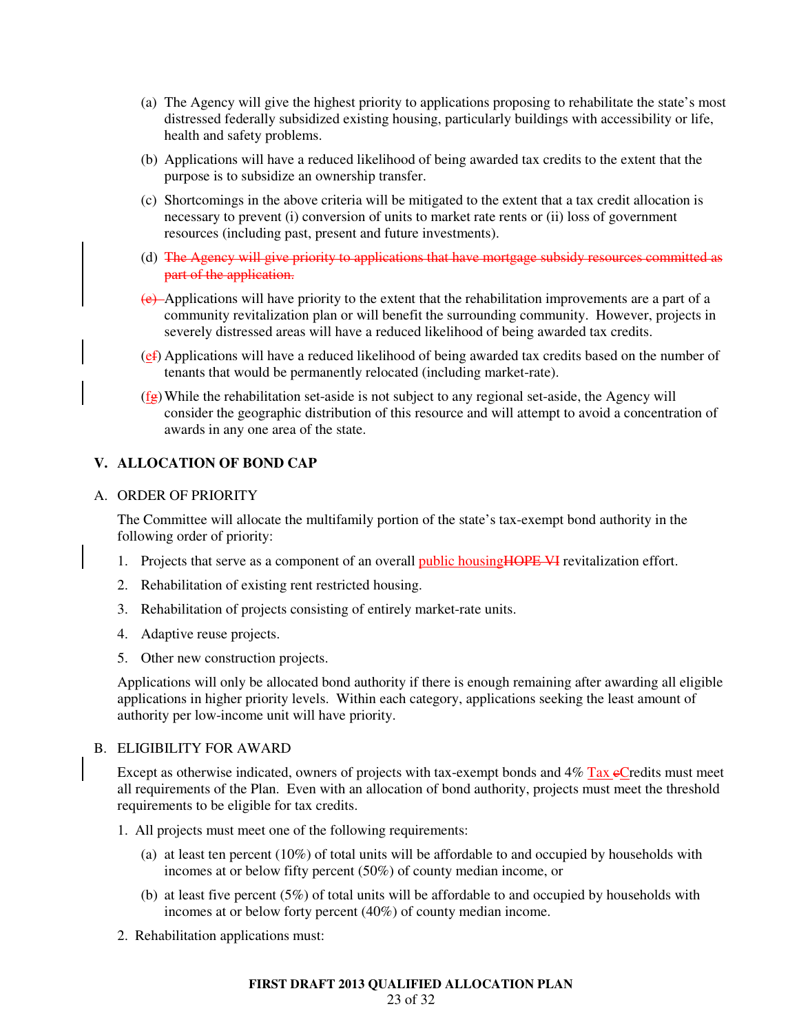(a) The Agency will give the highest priority to applications proposing to rehabilitate the state's most distressed federally subsidized existing housing, particularly buildings with accessibility or life, health and safety problems.

(b) Applications will have a reduced likelihood of being awarded tax credits to the extent that the purpose is to subsidize an ownership transfer.

(c) Shortcomings in the above criteria will be mitigated to the extent that a tax credit allocation is necessary to prevent (i) conversion of units to market rate rents or (ii) loss of government resources (including past, present and future investments).

(d) ~~The Agency will give priority to applications that have mortgage subsidy resources committed as part of the application.~~

~~(e)~~ Applications will have priority to the extent that the rehabilitation improvements are a part of a community revitalization plan or will benefit the surrounding community. However, projects in severely distressed areas will have a reduced likelihood of being awarded tax credits.

(e~~f~~) Applications will have a reduced likelihood of being awarded tax credits based on the number of tenants that would be permanently relocated (including market-rate).

(f~~g~~) While the rehabilitation set-aside is not subject to any regional set-aside, the Agency will consider the geographic distribution of this resource and will attempt to avoid a concentration of awards in any one area of the state.

## V. ALLOCATION OF BOND CAP

### A. ORDER OF PRIORITY

The Committee will allocate the multifamily portion of the state's tax-exempt bond authority in the following order of priority:

1. Projects that serve as a component of an overall public housing~~HOPE VI~~ revitalization effort.
2. Rehabilitation of existing rent restricted housing.
3. Rehabilitation of projects consisting of entirely market-rate units.
4. Adaptive reuse projects.
5. Other new construction projects.

Applications will only be allocated bond authority if there is enough remaining after awarding all eligible applications in higher priority levels. Within each category, applications seeking the least amount of authority per low-income unit will have priority.

### B. ELIGIBILITY FOR AWARD

Except as otherwise indicated, owners of projects with tax-exempt bonds and 4% Tax ~~c~~Credits must meet all requirements of the Plan. Even with an allocation of bond authority, projects must meet the threshold requirements to be eligible for tax credits.

1. All projects must meet one of the following requirements:

   (a) at least ten percent (10%) of total units will be affordable to and occupied by households with incomes at or below fifty percent (50%) of county median income, or

   (b) at least five percent (5%) of total units will be affordable to and occupied by households with incomes at or below forty percent (40%) of county median income.

2. Rehabilitation applications must: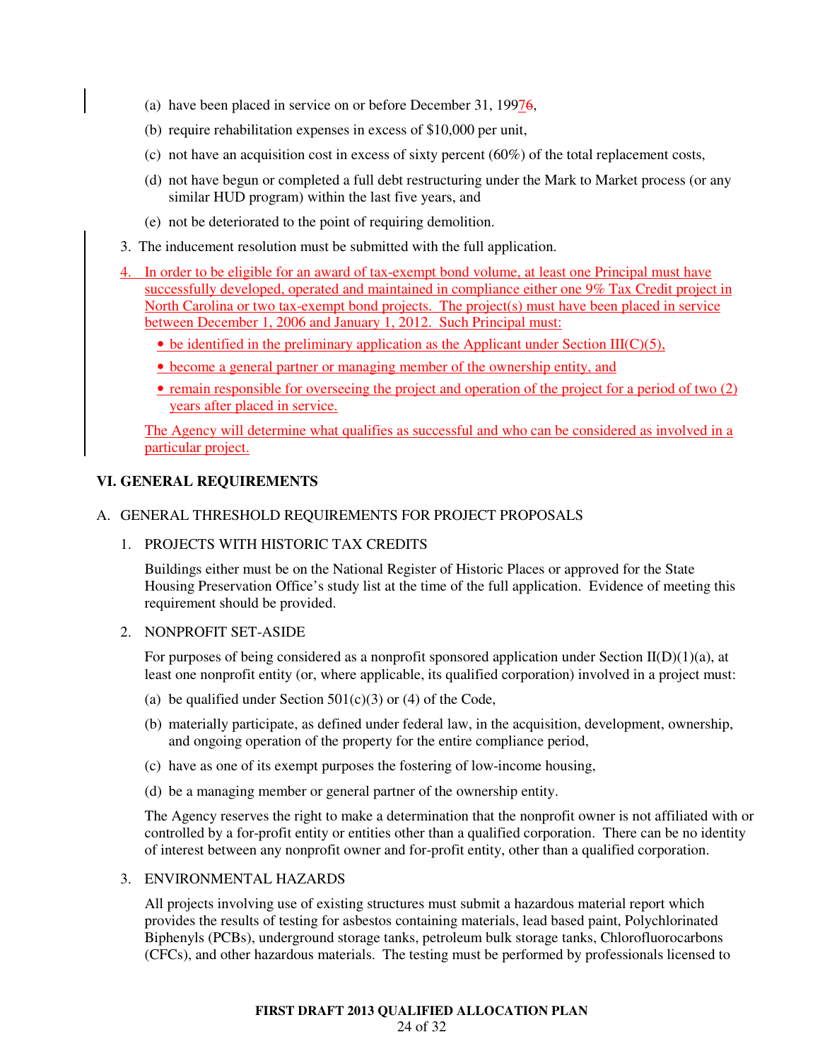(a) have been placed in service on or before December 31, 19976,

(b) require rehabilitation expenses in excess of $10,000 per unit,

(c) not have an acquisition cost in excess of sixty percent (60%) of the total replacement costs,

(d) not have begun or completed a full debt restructuring under the Mark to Market process (or any similar HUD program) within the last five years, and

(e) not be deteriorated to the point of requiring demolition.

3. The inducement resolution must be submitted with the full application.

4. In order to be eligible for an award of tax-exempt bond volume, at least one Principal must have successfully developed, operated and maintained in compliance either one 9% Tax Credit project in North Carolina or two tax-exempt bond projects. The project(s) must have been placed in service between December 1, 2006 and January 1, 2012. Such Principal must:

   - be identified in the preliminary application as the Applicant under Section III(C)(5),
   - become a general partner or managing member of the ownership entity, and
   - remain responsible for overseeing the project and operation of the project for a period of two (2) years after placed in service.

   The Agency will determine what qualifies as successful and who can be considered as involved in a particular project.

## VI. GENERAL REQUIREMENTS

A. GENERAL THRESHOLD REQUIREMENTS FOR PROJECT PROPOSALS

1. PROJECTS WITH HISTORIC TAX CREDITS

   Buildings either must be on the National Register of Historic Places or approved for the State Housing Preservation Office's study list at the time of the full application. Evidence of meeting this requirement should be provided.

2. NONPROFIT SET-ASIDE

   For purposes of being considered as a nonprofit sponsored application under Section II(D)(1)(a), at least one nonprofit entity (or, where applicable, its qualified corporation) involved in a project must:

   (a) be qualified under Section 501(c)(3) or (4) of the Code,

   (b) materially participate, as defined under federal law, in the acquisition, development, ownership, and ongoing operation of the property for the entire compliance period,

   (c) have as one of its exempt purposes the fostering of low-income housing,

   (d) be a managing member or general partner of the ownership entity.

   The Agency reserves the right to make a determination that the nonprofit owner is not affiliated with or controlled by a for-profit entity or entities other than a qualified corporation. There can be no identity of interest between any nonprofit owner and for-profit entity, other than a qualified corporation.

3. ENVIRONMENTAL HAZARDS

   All projects involving use of existing structures must submit a hazardous material report which provides the results of testing for asbestos containing materials, lead based paint, Polychlorinated Biphenyls (PCBs), underground storage tanks, petroleum bulk storage tanks, Chlorofluorocarbons (CFCs), and other hazardous materials. The testing must be performed by professionals licensed to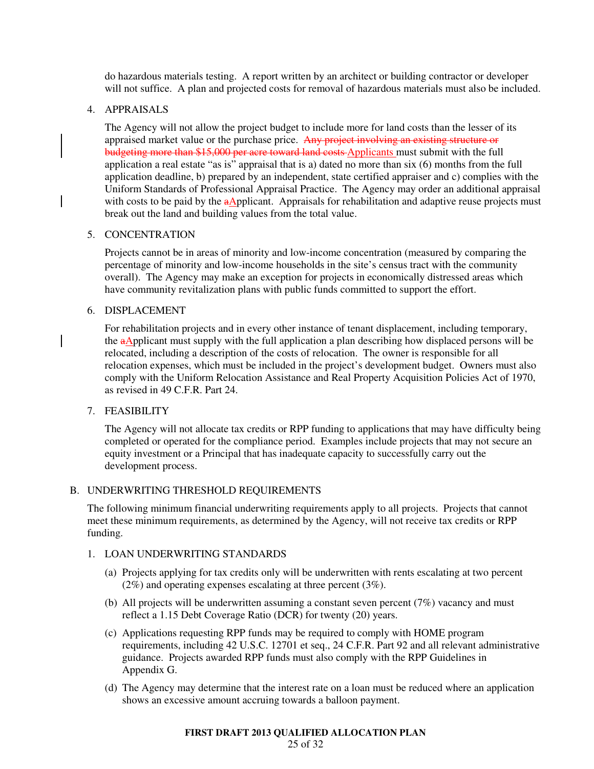do hazardous materials testing. A report written by an architect or building contractor or developer will not suffice. A plan and projected costs for removal of hazardous materials must also be included.

4. APPRAISALS

   The Agency will not allow the project budget to include more for land costs than the lesser of its appraised market value or the purchase price. ~~Any project involving an existing structure or budgeting more than $15,000 per acre toward land costs~~ Applicants must submit with the full application a real estate "as is" appraisal that is a) dated no more than six (6) months from the full application deadline, b) prepared by an independent, state certified appraiser and c) complies with the Uniform Standards of Professional Appraisal Practice. The Agency may order an additional appraisal with costs to be paid by the ~~a~~Applicant. Appraisals for rehabilitation and adaptive reuse projects must break out the land and building values from the total value.

5. CONCENTRATION

   Projects cannot be in areas of minority and low-income concentration (measured by comparing the percentage of minority and low-income households in the site's census tract with the community overall). The Agency may make an exception for projects in economically distressed areas which have community revitalization plans with public funds committed to support the effort.

6. DISPLACEMENT

   For rehabilitation projects and in every other instance of tenant displacement, including temporary, the ~~a~~Applicant must supply with the full application a plan describing how displaced persons will be relocated, including a description of the costs of relocation. The owner is responsible for all relocation expenses, which must be included in the project's development budget. Owners must also comply with the Uniform Relocation Assistance and Real Property Acquisition Policies Act of 1970, as revised in 49 C.F.R. Part 24.

7. FEASIBILITY

   The Agency will not allocate tax credits or RPP funding to applications that may have difficulty being completed or operated for the compliance period. Examples include projects that may not secure an equity investment or a Principal that has inadequate capacity to successfully carry out the development process.

B. UNDERWRITING THRESHOLD REQUIREMENTS

The following minimum financial underwriting requirements apply to all projects. Projects that cannot meet these minimum requirements, as determined by the Agency, will not receive tax credits or RPP funding.

1. LOAN UNDERWRITING STANDARDS

   (a) Projects applying for tax credits only will be underwritten with rents escalating at two percent (2%) and operating expenses escalating at three percent (3%).

   (b) All projects will be underwritten assuming a constant seven percent (7%) vacancy and must reflect a 1.15 Debt Coverage Ratio (DCR) for twenty (20) years.

   (c) Applications requesting RPP funds may be required to comply with HOME program requirements, including 42 U.S.C. 12701 et seq., 24 C.F.R. Part 92 and all relevant administrative guidance. Projects awarded RPP funds must also comply with the RPP Guidelines in Appendix G.

   (d) The Agency may determine that the interest rate on a loan must be reduced where an application shows an excessive amount accruing towards a balloon payment.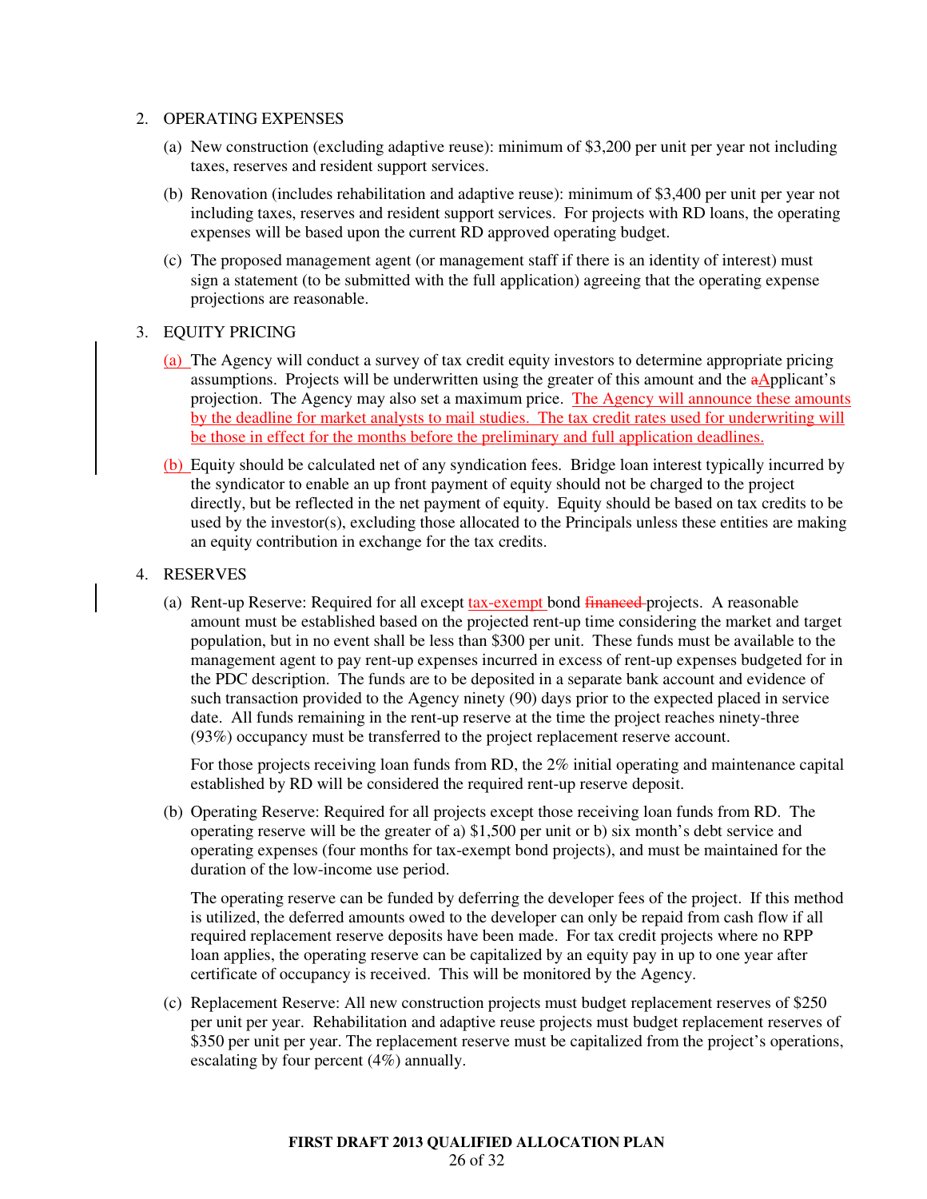2. OPERATING EXPENSES

   (a) New construction (excluding adaptive reuse): minimum of $3,200 per unit per year not including taxes, reserves and resident support services.

   (b) Renovation (includes rehabilitation and adaptive reuse): minimum of $3,400 per unit per year not including taxes, reserves and resident support services. For projects with RD loans, the operating expenses will be based upon the current RD approved operating budget.

   (c) The proposed management agent (or management staff if there is an identity of interest) must sign a statement (to be submitted with the full application) agreeing that the operating expense projections are reasonable.

3. EQUITY PRICING

   (a) The Agency will conduct a survey of tax credit equity investors to determine appropriate pricing assumptions. Projects will be underwritten using the greater of this amount and the ~~a~~Applicant's projection. The Agency may also set a maximum price. The Agency will announce these amounts by the deadline for market analysts to mail studies. The tax credit rates used for underwriting will be those in effect for the months before the preliminary and full application deadlines.

   (b) Equity should be calculated net of any syndication fees. Bridge loan interest typically incurred by the syndicator to enable an up front payment of equity should not be charged to the project directly, but be reflected in the net payment of equity. Equity should be based on tax credits to be used by the investor(s), excluding those allocated to the Principals unless these entities are making an equity contribution in exchange for the tax credits.

4. RESERVES

   (a) Rent-up Reserve: Required for all except tax-exempt bond ~~financed~~ projects. A reasonable amount must be established based on the projected rent-up time considering the market and target population, but in no event shall be less than $300 per unit. These funds must be available to the management agent to pay rent-up expenses incurred in excess of rent-up expenses budgeted for in the PDC description. The funds are to be deposited in a separate bank account and evidence of such transaction provided to the Agency ninety (90) days prior to the expected placed in service date. All funds remaining in the rent-up reserve at the time the project reaches ninety-three (93%) occupancy must be transferred to the project replacement reserve account.

      For those projects receiving loan funds from RD, the 2% initial operating and maintenance capital established by RD will be considered the required rent-up reserve deposit.

   (b) Operating Reserve: Required for all projects except those receiving loan funds from RD. The operating reserve will be the greater of a) $1,500 per unit or b) six month's debt service and operating expenses (four months for tax-exempt bond projects), and must be maintained for the duration of the low-income use period.

      The operating reserve can be funded by deferring the developer fees of the project. If this method is utilized, the deferred amounts owed to the developer can only be repaid from cash flow if all required replacement reserve deposits have been made. For tax credit projects where no RPP loan applies, the operating reserve can be capitalized by an equity pay in up to one year after certificate of occupancy is received. This will be monitored by the Agency.

   (c) Replacement Reserve: All new construction projects must budget replacement reserves of $250 per unit per year. Rehabilitation and adaptive reuse projects must budget replacement reserves of $350 per unit per year. The replacement reserve must be capitalized from the project's operations, escalating by four percent (4%) annually.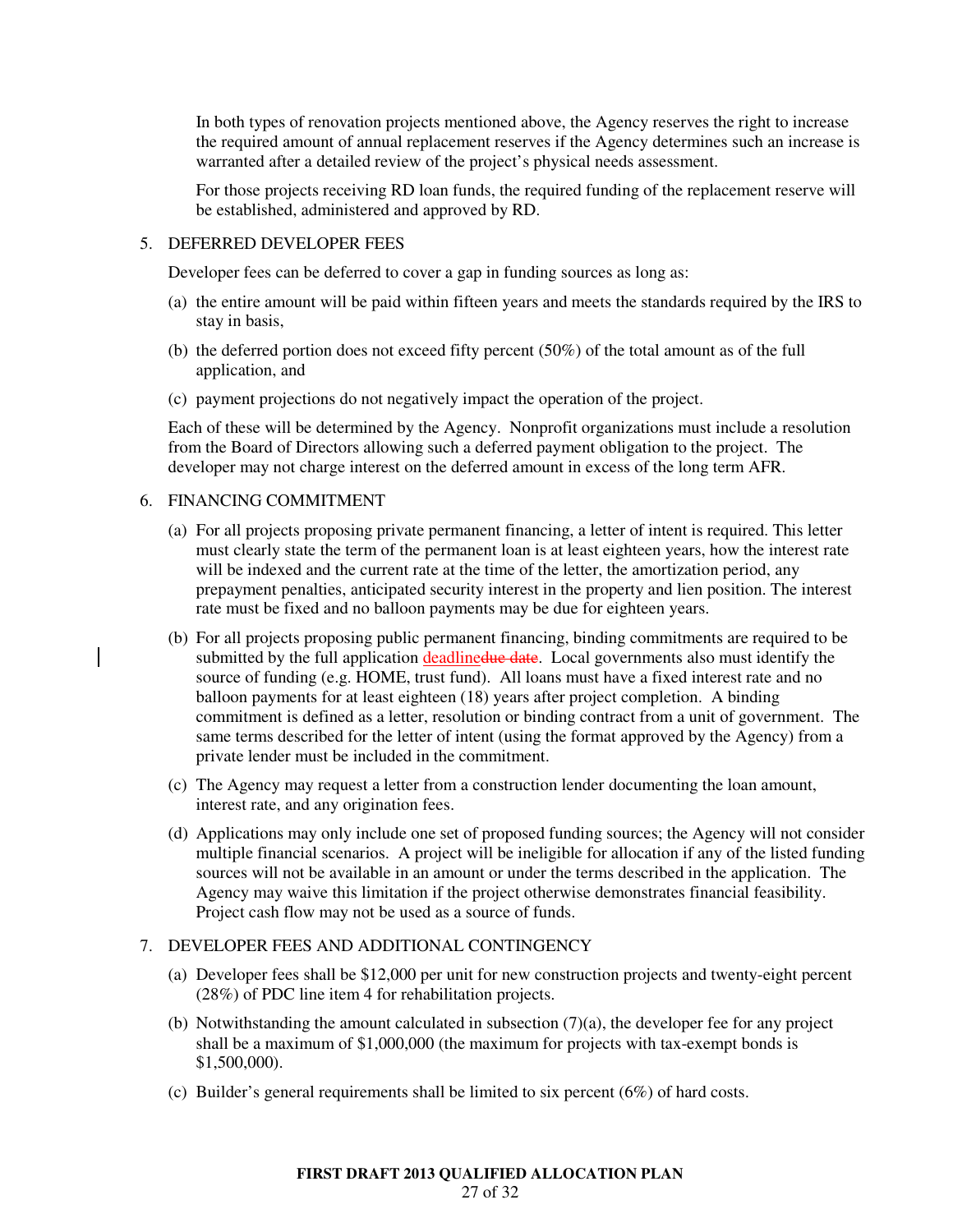In both types of renovation projects mentioned above, the Agency reserves the right to increase the required amount of annual replacement reserves if the Agency determines such an increase is warranted after a detailed review of the project's physical needs assessment.

For those projects receiving RD loan funds, the required funding of the replacement reserve will be established, administered and approved by RD.

5. DEFERRED DEVELOPER FEES

   Developer fees can be deferred to cover a gap in funding sources as long as:

   (a) the entire amount will be paid within fifteen years and meets the standards required by the IRS to stay in basis,

   (b) the deferred portion does not exceed fifty percent (50%) of the total amount as of the full application, and

   (c) payment projections do not negatively impact the operation of the project.

   Each of these will be determined by the Agency. Nonprofit organizations must include a resolution from the Board of Directors allowing such a deferred payment obligation to the project. The developer may not charge interest on the deferred amount in excess of the long term AFR.

6. FINANCING COMMITMENT

   (a) For all projects proposing private permanent financing, a letter of intent is required. This letter must clearly state the term of the permanent loan is at least eighteen years, how the interest rate will be indexed and the current rate at the time of the letter, the amortization period, any prepayment penalties, anticipated security interest in the property and lien position. The interest rate must be fixed and no balloon payments may be due for eighteen years.

   (b) For all projects proposing public permanent financing, binding commitments are required to be submitted by the full application deadline~~due date~~. Local governments also must identify the source of funding (e.g. HOME, trust fund). All loans must have a fixed interest rate and no balloon payments for at least eighteen (18) years after project completion. A binding commitment is defined as a letter, resolution or binding contract from a unit of government. The same terms described for the letter of intent (using the format approved by the Agency) from a private lender must be included in the commitment.

   (c) The Agency may request a letter from a construction lender documenting the loan amount, interest rate, and any origination fees.

   (d) Applications may only include one set of proposed funding sources; the Agency will not consider multiple financial scenarios. A project will be ineligible for allocation if any of the listed funding sources will not be available in an amount or under the terms described in the application. The Agency may waive this limitation if the project otherwise demonstrates financial feasibility. Project cash flow may not be used as a source of funds.

7. DEVELOPER FEES AND ADDITIONAL CONTINGENCY

   (a) Developer fees shall be $12,000 per unit for new construction projects and twenty-eight percent (28%) of PDC line item 4 for rehabilitation projects.

   (b) Notwithstanding the amount calculated in subsection (7)(a), the developer fee for any project shall be a maximum of $1,000,000 (the maximum for projects with tax-exempt bonds is $1,500,000).

   (c) Builder's general requirements shall be limited to six percent (6%) of hard costs.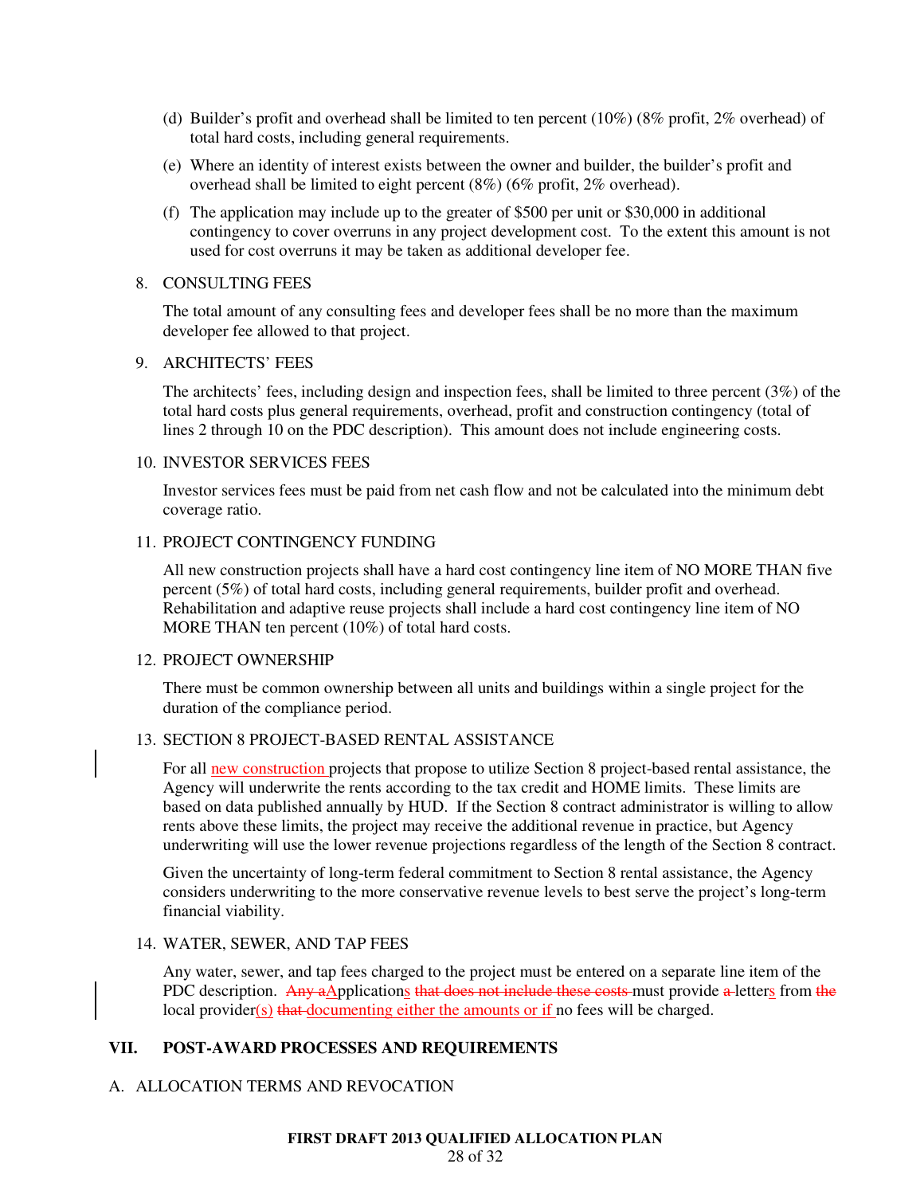(d) Builder's profit and overhead shall be limited to ten percent (10%) (8% profit, 2% overhead) of total hard costs, including general requirements.

(e) Where an identity of interest exists between the owner and builder, the builder's profit and overhead shall be limited to eight percent (8%) (6% profit, 2% overhead).

(f) The application may include up to the greater of $500 per unit or $30,000 in additional contingency to cover overruns in any project development cost. To the extent this amount is not used for cost overruns it may be taken as additional developer fee.

8. CONSULTING FEES

The total amount of any consulting fees and developer fees shall be no more than the maximum developer fee allowed to that project.

9. ARCHITECTS' FEES

The architects' fees, including design and inspection fees, shall be limited to three percent (3%) of the total hard costs plus general requirements, overhead, profit and construction contingency (total of lines 2 through 10 on the PDC description). This amount does not include engineering costs.

10. INVESTOR SERVICES FEES

Investor services fees must be paid from net cash flow and not be calculated into the minimum debt coverage ratio.

11. PROJECT CONTINGENCY FUNDING

All new construction projects shall have a hard cost contingency line item of NO MORE THAN five percent (5%) of total hard costs, including general requirements, builder profit and overhead. Rehabilitation and adaptive reuse projects shall include a hard cost contingency line item of NO MORE THAN ten percent (10%) of total hard costs.

12. PROJECT OWNERSHIP

There must be common ownership between all units and buildings within a single project for the duration of the compliance period.

13. SECTION 8 PROJECT-BASED RENTAL ASSISTANCE

For all new construction projects that propose to utilize Section 8 project-based rental assistance, the Agency will underwrite the rents according to the tax credit and HOME limits. These limits are based on data published annually by HUD. If the Section 8 contract administrator is willing to allow rents above these limits, the project may receive the additional revenue in practice, but Agency underwriting will use the lower revenue projections regardless of the length of the Section 8 contract.

Given the uncertainty of long-term federal commitment to Section 8 rental assistance, the Agency considers underwriting to the more conservative revenue levels to best serve the project's long-term financial viability.

14. WATER, SEWER, AND TAP FEES

Any water, sewer, and tap fees charged to the project must be entered on a separate line item of the PDC description. ~~Any a~~Applications ~~that does not include these costs~~ must provide ~~a~~ letters from ~~the~~ local provider(s) ~~that~~ documenting either the amounts or if no fees will be charged.

## VII. POST-AWARD PROCESSES AND REQUIREMENTS

A. ALLOCATION TERMS AND REVOCATION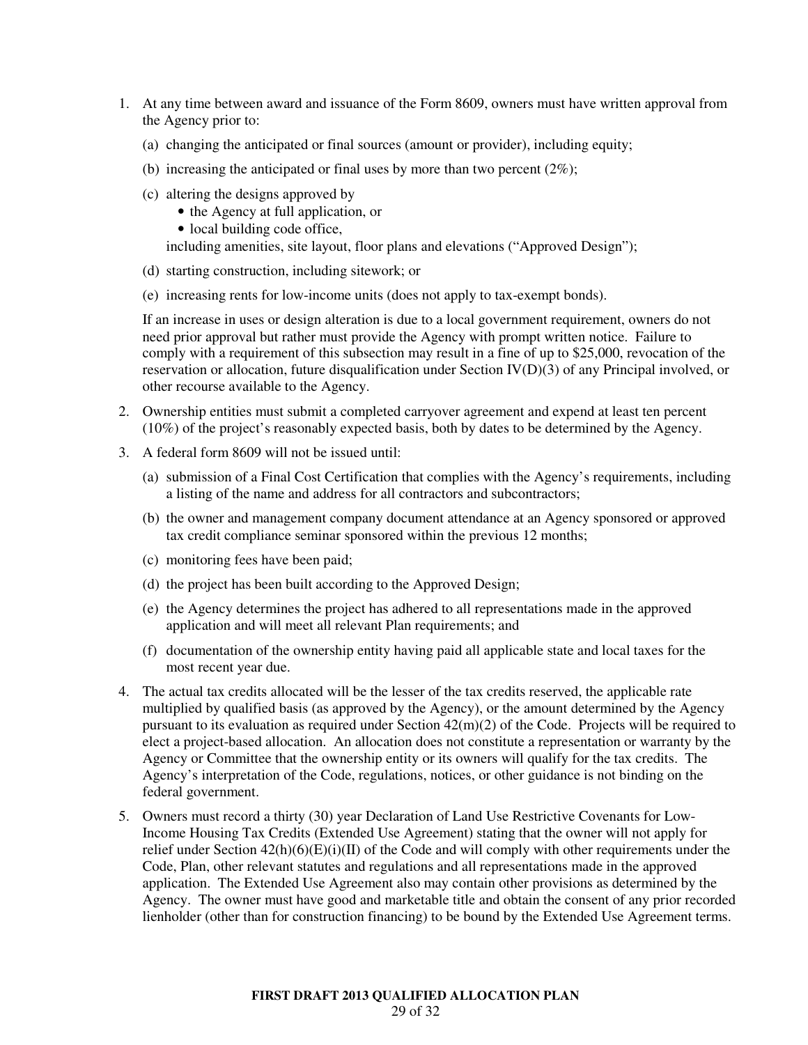1. At any time between award and issuance of the Form 8609, owners must have written approval from the Agency prior to:

   (a) changing the anticipated or final sources (amount or provider), including equity;

   (b) increasing the anticipated or final uses by more than two percent (2%);

   (c) altering the designs approved by
      - the Agency at full application, or
      - local building code office,

      including amenities, site layout, floor plans and elevations ("Approved Design");

   (d) starting construction, including sitework; or

   (e) increasing rents for low-income units (does not apply to tax-exempt bonds).

   If an increase in uses or design alteration is due to a local government requirement, owners do not need prior approval but rather must provide the Agency with prompt written notice. Failure to comply with a requirement of this subsection may result in a fine of up to $25,000, revocation of the reservation or allocation, future disqualification under Section IV(D)(3) of any Principal involved, or other recourse available to the Agency.

2. Ownership entities must submit a completed carryover agreement and expend at least ten percent (10%) of the project's reasonably expected basis, both by dates to be determined by the Agency.

3. A federal form 8609 will not be issued until:

   (a) submission of a Final Cost Certification that complies with the Agency's requirements, including a listing of the name and address for all contractors and subcontractors;

   (b) the owner and management company document attendance at an Agency sponsored or approved tax credit compliance seminar sponsored within the previous 12 months;

   (c) monitoring fees have been paid;

   (d) the project has been built according to the Approved Design;

   (e) the Agency determines the project has adhered to all representations made in the approved application and will meet all relevant Plan requirements; and

   (f) documentation of the ownership entity having paid all applicable state and local taxes for the most recent year due.

4. The actual tax credits allocated will be the lesser of the tax credits reserved, the applicable rate multiplied by qualified basis (as approved by the Agency), or the amount determined by the Agency pursuant to its evaluation as required under Section 42(m)(2) of the Code. Projects will be required to elect a project-based allocation. An allocation does not constitute a representation or warranty by the Agency or Committee that the ownership entity or its owners will qualify for the tax credits. The Agency's interpretation of the Code, regulations, notices, or other guidance is not binding on the federal government.

5. Owners must record a thirty (30) year Declaration of Land Use Restrictive Covenants for Low-Income Housing Tax Credits (Extended Use Agreement) stating that the owner will not apply for relief under Section 42(h)(6)(E)(i)(II) of the Code and will comply with other requirements under the Code, Plan, other relevant statutes and regulations and all representations made in the approved application. The Extended Use Agreement also may contain other provisions as determined by the Agency. The owner must have good and marketable title and obtain the consent of any prior recorded lienholder (other than for construction financing) to be bound by the Extended Use Agreement terms.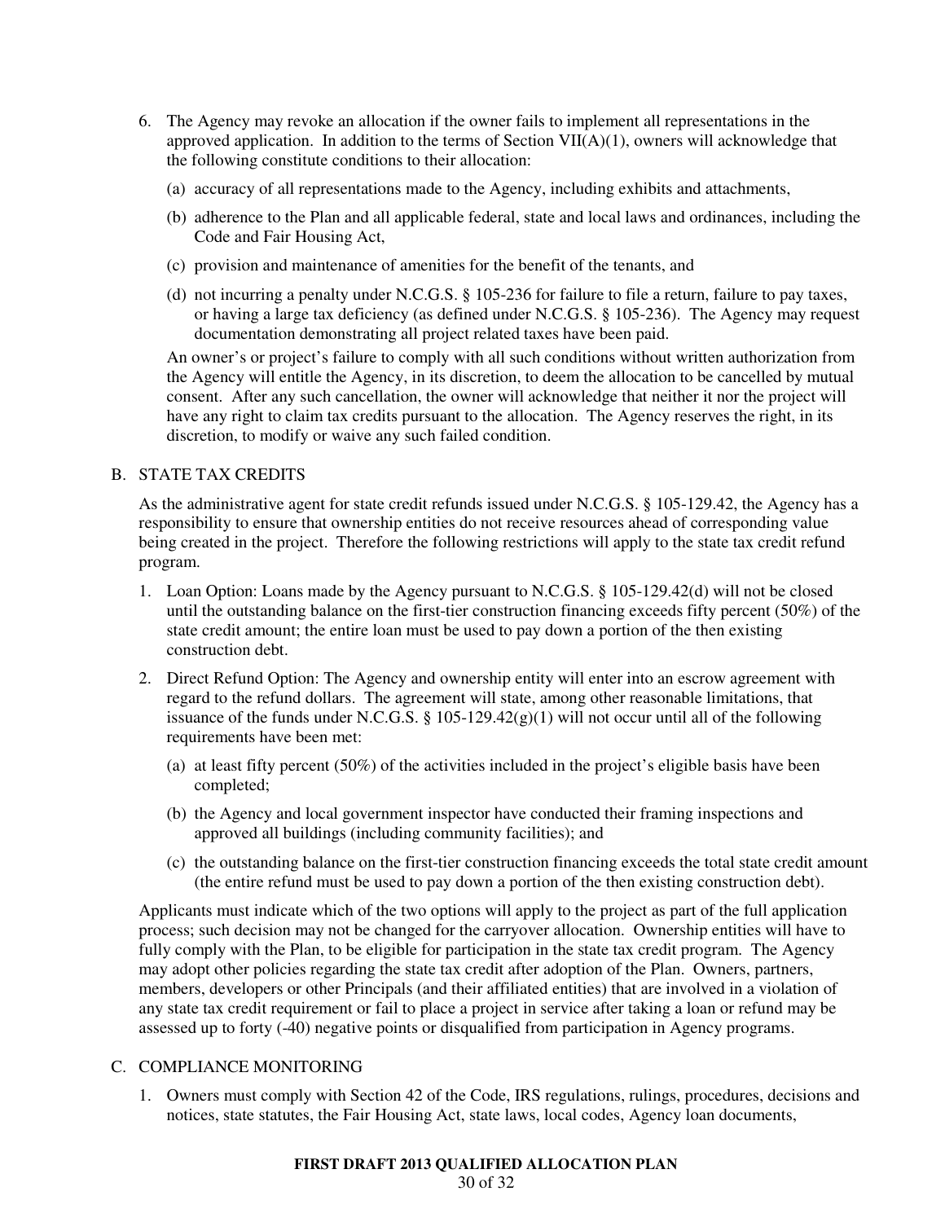6. The Agency may revoke an allocation if the owner fails to implement all representations in the approved application. In addition to the terms of Section VII(A)(1), owners will acknowledge that the following constitute conditions to their allocation:

   (a) accuracy of all representations made to the Agency, including exhibits and attachments,

   (b) adherence to the Plan and all applicable federal, state and local laws and ordinances, including the Code and Fair Housing Act,

   (c) provision and maintenance of amenities for the benefit of the tenants, and

   (d) not incurring a penalty under N.C.G.S. § 105-236 for failure to file a return, failure to pay taxes, or having a large tax deficiency (as defined under N.C.G.S. § 105-236). The Agency may request documentation demonstrating all project related taxes have been paid.

   An owner's or project's failure to comply with all such conditions without written authorization from the Agency will entitle the Agency, in its discretion, to deem the allocation to be cancelled by mutual consent. After any such cancellation, the owner will acknowledge that neither it nor the project will have any right to claim tax credits pursuant to the allocation. The Agency reserves the right, in its discretion, to modify or waive any such failed condition.

## B. STATE TAX CREDITS

As the administrative agent for state credit refunds issued under N.C.G.S. § 105-129.42, the Agency has a responsibility to ensure that ownership entities do not receive resources ahead of corresponding value being created in the project. Therefore the following restrictions will apply to the state tax credit refund program.

1. Loan Option: Loans made by the Agency pursuant to N.C.G.S. § 105-129.42(d) will not be closed until the outstanding balance on the first-tier construction financing exceeds fifty percent (50%) of the state credit amount; the entire loan must be used to pay down a portion of the then existing construction debt.

2. Direct Refund Option: The Agency and ownership entity will enter into an escrow agreement with regard to the refund dollars. The agreement will state, among other reasonable limitations, that issuance of the funds under N.C.G.S. § 105-129.42(g)(1) will not occur until all of the following requirements have been met:

   (a) at least fifty percent (50%) of the activities included in the project's eligible basis have been completed;

   (b) the Agency and local government inspector have conducted their framing inspections and approved all buildings (including community facilities); and

   (c) the outstanding balance on the first-tier construction financing exceeds the total state credit amount (the entire refund must be used to pay down a portion of the then existing construction debt).

Applicants must indicate which of the two options will apply to the project as part of the full application process; such decision may not be changed for the carryover allocation. Ownership entities will have to fully comply with the Plan, to be eligible for participation in the state tax credit program. The Agency may adopt other policies regarding the state tax credit after adoption of the Plan. Owners, partners, members, developers or other Principals (and their affiliated entities) that are involved in a violation of any state tax credit requirement or fail to place a project in service after taking a loan or refund may be assessed up to forty (-40) negative points or disqualified from participation in Agency programs.

## C. COMPLIANCE MONITORING

1. Owners must comply with Section 42 of the Code, IRS regulations, rulings, procedures, decisions and notices, state statutes, the Fair Housing Act, state laws, local codes, Agency loan documents,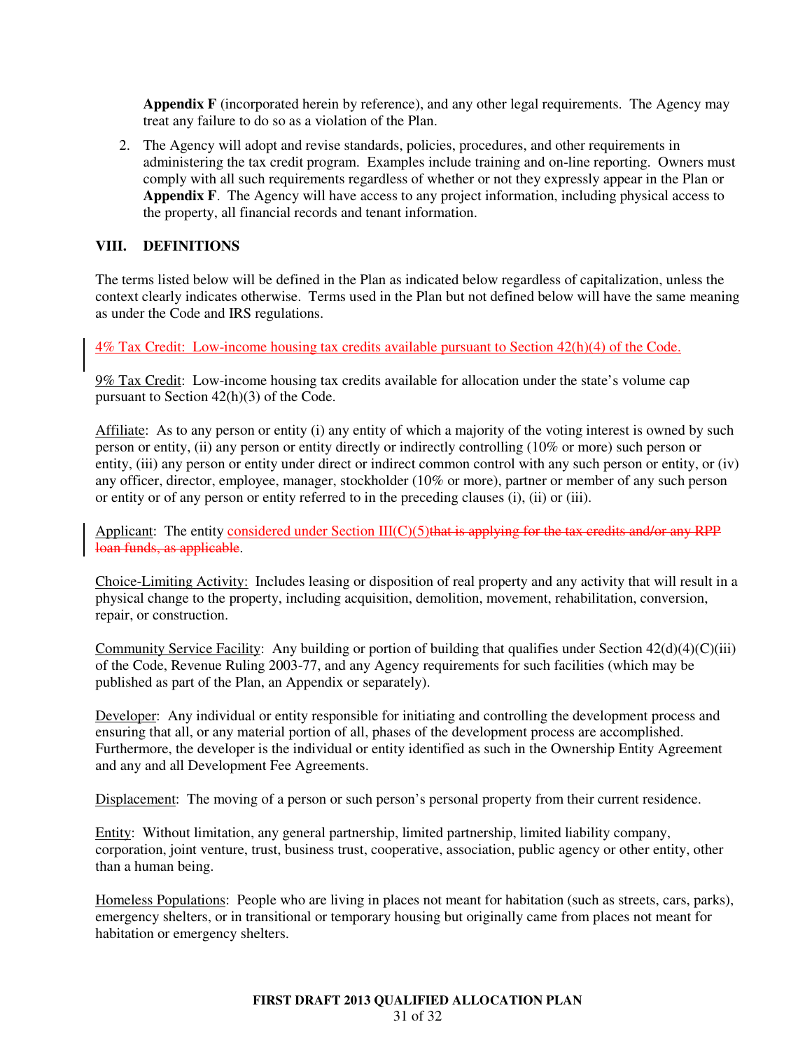**Appendix F** (incorporated herein by reference), and any other legal requirements. The Agency may treat any failure to do so as a violation of the Plan.

2. The Agency will adopt and revise standards, policies, procedures, and other requirements in administering the tax credit program. Examples include training and on-line reporting. Owners must comply with all such requirements regardless of whether or not they expressly appear in the Plan or **Appendix F**. The Agency will have access to any project information, including physical access to the property, all financial records and tenant information.

## VIII. DEFINITIONS

The terms listed below will be defined in the Plan as indicated below regardless of capitalization, unless the context clearly indicates otherwise. Terms used in the Plan but not defined below will have the same meaning as under the Code and IRS regulations.

4% Tax Credit: Low-income housing tax credits available pursuant to Section 42(h)(4) of the Code.

9% Tax Credit: Low-income housing tax credits available for allocation under the state's volume cap pursuant to Section 42(h)(3) of the Code.

Affiliate: As to any person or entity (i) any entity of which a majority of the voting interest is owned by such person or entity, (ii) any person or entity directly or indirectly controlling (10% or more) such person or entity, (iii) any person or entity under direct or indirect common control with any such person or entity, or (iv) any officer, director, employee, manager, stockholder (10% or more), partner or member of any such person or entity or of any person or entity referred to in the preceding clauses (i), (ii) or (iii).

Applicant: The entity considered under Section III(C)(5)~~that is applying for the tax credits and/or any RPP loan funds, as applicable~~.

Choice-Limiting Activity: Includes leasing or disposition of real property and any activity that will result in a physical change to the property, including acquisition, demolition, movement, rehabilitation, conversion, repair, or construction.

Community Service Facility: Any building or portion of building that qualifies under Section 42(d)(4)(C)(iii) of the Code, Revenue Ruling 2003-77, and any Agency requirements for such facilities (which may be published as part of the Plan, an Appendix or separately).

Developer: Any individual or entity responsible for initiating and controlling the development process and ensuring that all, or any material portion of all, phases of the development process are accomplished. Furthermore, the developer is the individual or entity identified as such in the Ownership Entity Agreement and any and all Development Fee Agreements.

Displacement: The moving of a person or such person's personal property from their current residence.

Entity: Without limitation, any general partnership, limited partnership, limited liability company, corporation, joint venture, trust, business trust, cooperative, association, public agency or other entity, other than a human being.

Homeless Populations: People who are living in places not meant for habitation (such as streets, cars, parks), emergency shelters, or in transitional or temporary housing but originally came from places not meant for habitation or emergency shelters.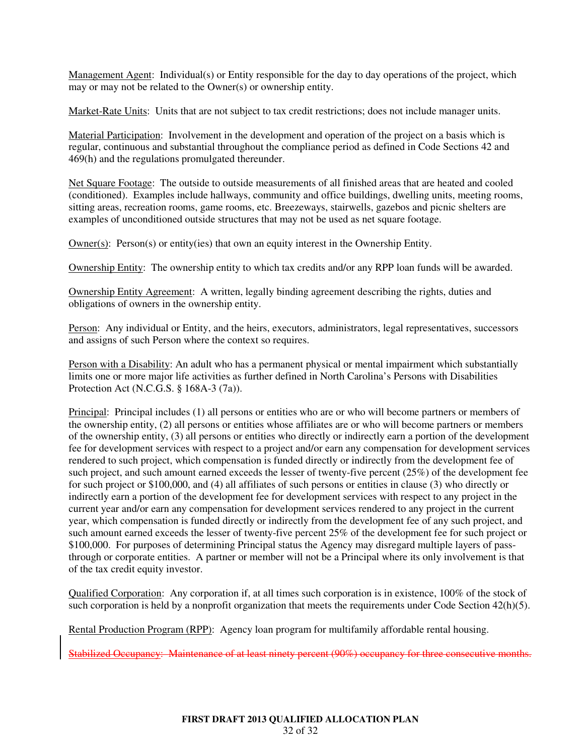Management Agent:  Individual(s) or Entity responsible for the day to day operations of the project, which may or may not be related to the Owner(s) or ownership entity.

Market-Rate Units:  Units that are not subject to tax credit restrictions; does not include manager units.

Material Participation:  Involvement in the development and operation of the project on a basis which is regular, continuous and substantial throughout the compliance period as defined in Code Sections 42 and 469(h) and the regulations promulgated thereunder.

Net Square Footage:  The outside to outside measurements of all finished areas that are heated and cooled (conditioned).  Examples include hallways, community and office buildings, dwelling units, meeting rooms, sitting areas, recreation rooms, game rooms, etc. Breezeways, stairwells, gazebos and picnic shelters are examples of unconditioned outside structures that may not be used as net square footage.

Owner(s):  Person(s) or entity(ies) that own an equity interest in the Ownership Entity.

Ownership Entity:  The ownership entity to which tax credits and/or any RPP loan funds will be awarded.

Ownership Entity Agreement:  A written, legally binding agreement describing the rights, duties and obligations of owners in the ownership entity.

Person:  Any individual or Entity, and the heirs, executors, administrators, legal representatives, successors and assigns of such Person where the context so requires.

Person with a Disability: An adult who has a permanent physical or mental impairment which substantially limits one or more major life activities as further defined in North Carolina's Persons with Disabilities Protection Act (N.C.G.S. § 168A-3 (7a)).

Principal:  Principal includes (1) all persons or entities who are or who will become partners or members of the ownership entity, (2) all persons or entities whose affiliates are or who will become partners or members of the ownership entity, (3) all persons or entities who directly or indirectly earn a portion of the development fee for development services with respect to a project and/or earn any compensation for development services rendered to such project, which compensation is funded directly or indirectly from the development fee of such project, and such amount earned exceeds the lesser of twenty-five percent (25%) of the development fee for such project or $100,000, and (4) all affiliates of such persons or entities in clause (3) who directly or indirectly earn a portion of the development fee for development services with respect to any project in the current year and/or earn any compensation for development services rendered to any project in the current year, which compensation is funded directly or indirectly from the development fee of any such project, and such amount earned exceeds the lesser of twenty-five percent 25% of the development fee for such project or $100,000.  For purposes of determining Principal status the Agency may disregard multiple layers of pass-through or corporate entities.  A partner or member will not be a Principal where its only involvement is that of the tax credit equity investor.

Qualified Corporation:  Any corporation if, at all times such corporation is in existence, 100% of the stock of such corporation is held by a nonprofit organization that meets the requirements under Code Section 42(h)(5).

Rental Production Program (RPP):  Agency loan program for multifamily affordable rental housing.

~~Stabilized Occupancy:  Maintenance of at least ninety percent (90%) occupancy for three consecutive months.~~